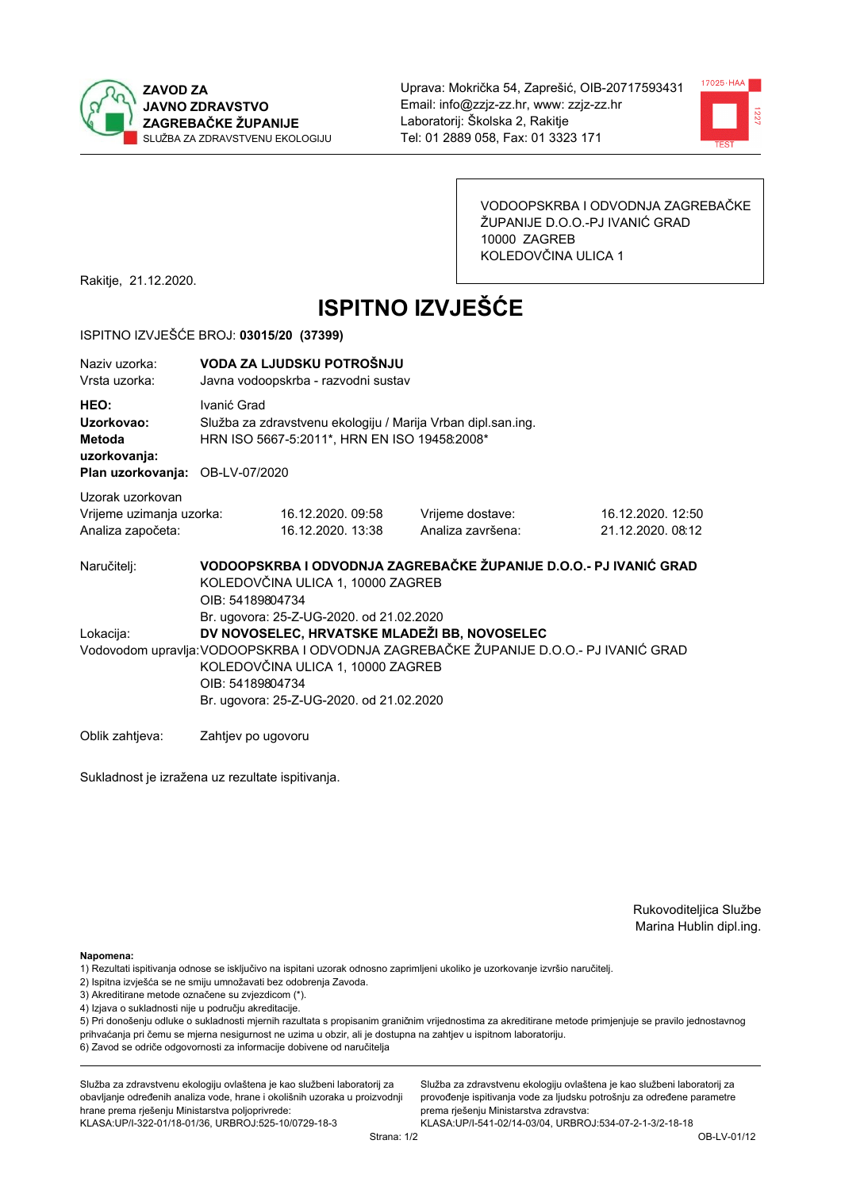ZAVOD ZA
JAVNO ZDRAVSTVO
ZAGREBAČKE ŽUPANIJE
SLUŽBA ZA ZDRAVSTVENU EKOLOGIJU

Uprava: Mokrička 54, Zaprešić, OIB-20717593431
Email: info@zzjz-zz.hr, www: zzjz-zz.hr
Laboratorij: Školska 2, Rakitje
Tel: 01 2889 058, Fax: 01 3323 171

VODOOPSKRBA I ODVODNJA ZAGREBAČKE ŽUPANIJE D.O.O.-PJ IVANIĆ GRAD
10000 ZAGREB
KOLEDOVČINA ULICA 1

Rakitje, 21.12.2020.

# ISPITNO IZVJEŠĆE

ISPITNO IZVJEŠĆE BROJ: **03015/20 (37399)**

| | |
|---|---|
| Naziv uzorka: | **VODA ZA LJUDSKU POTROŠNJU** |
| Vrsta uzorka: | Javna vodoopskrba - razvodni sustav |
| **HEO:** | Ivanić Grad |
| **Uzorkovao:** | Služba za zdravstvenu ekologiju / Marija Vrban dipl.san.ing. |
| **Metoda uzorkovanja:** | HRN ISO 5667-5:2011*, HRN EN ISO 19458:2008* |
| **Plan uzorkovanja:** | OB-LV-07/2020 |

Uzorak uzorkovan

| | | | |
|---|---|---|---|
| Vrijeme uzimanja uzorka: | 16.12.2020. 09:58 | Vrijeme dostave: | 16.12.2020. 12:50 |
| Analiza započeta: | 16.12.2020. 13:38 | Analiza završena: | 21.12.2020. 08:12 |

Naručitelj: **VODOOPSKRBA I ODVODNJA ZAGREBAČKE ŽUPANIJE D.O.O.- PJ IVANIĆ GRAD**
KOLEDOVČINA ULICA 1, 10000 ZAGREB
OIB: 54189804734
Br. ugovora: 25-Z-UG-2020. od 21.02.2020

Lokacija: **DV NOVOSELEC, HRVATSKE MLADEŽI BB, NOVOSELEC**

Vodovodom upravlja: VODOOPSKRBA I ODVODNJA ZAGREBAČKE ŽUPANIJE D.O.O.- PJ IVANIĆ GRAD
KOLEDOVČINA ULICA 1, 10000 ZAGREB
OIB: 54189804734
Br. ugovora: 25-Z-UG-2020. od 21.02.2020

Oblik zahtjeva: Zahtjev po ugovoru

Sukladnost je izražena uz rezultate ispitivanja.

Rukovoditeljica Službe
Marina Hublin dipl.ing.

**Napomena:**
1) Rezultati ispitivanja odnose se isključivo na ispitani uzorak odnosno zaprimljeni ukoliko je uzorkovanje izvršio naručitelj.
2) Ispitna izvješća se ne smiju umnožavati bez odobrenja Zavoda.
3) Akreditirane metode označene su zvjezdicom (*).
4) Izjava o sukladnosti nije u području akreditacije.
5) Pri donošenju odluke o sukladnosti mjernih razultata s propisanim graničnim vrijednostima za akreditirane metode primjenjuje se pravilo jednostavnog prihvaćanja pri čemu se mjerna nesigurnost ne uzima u obzir, ali je dostupna na zahtjev u ispitnom laboratoriju.
6) Zavod se odriče odgovornosti za informacije dobivene od naručitelja

Služba za zdravstvenu ekologiju ovlaštena je kao službeni laboratorij za obavljanje određenih analiza vode, hrane i okolišnih uzoraka u proizvodnji hrane prema rješenju Ministarstva poljoprivrede:
KLASA:UP/I-322-01/18-01/36, URBROJ:525-10/0729-18-3

Služba za zdravstvenu ekologiju ovlaštena je kao službeni laboratorij za provođenje ispitivanja vode za ljudsku potrošnju za određene parametre prema rješenju Ministarstva zdravstva:
KLASA:UP/I-541-02/14-03/04, URBROJ:534-07-2-1-3/2-18-18

OB-LV-01/12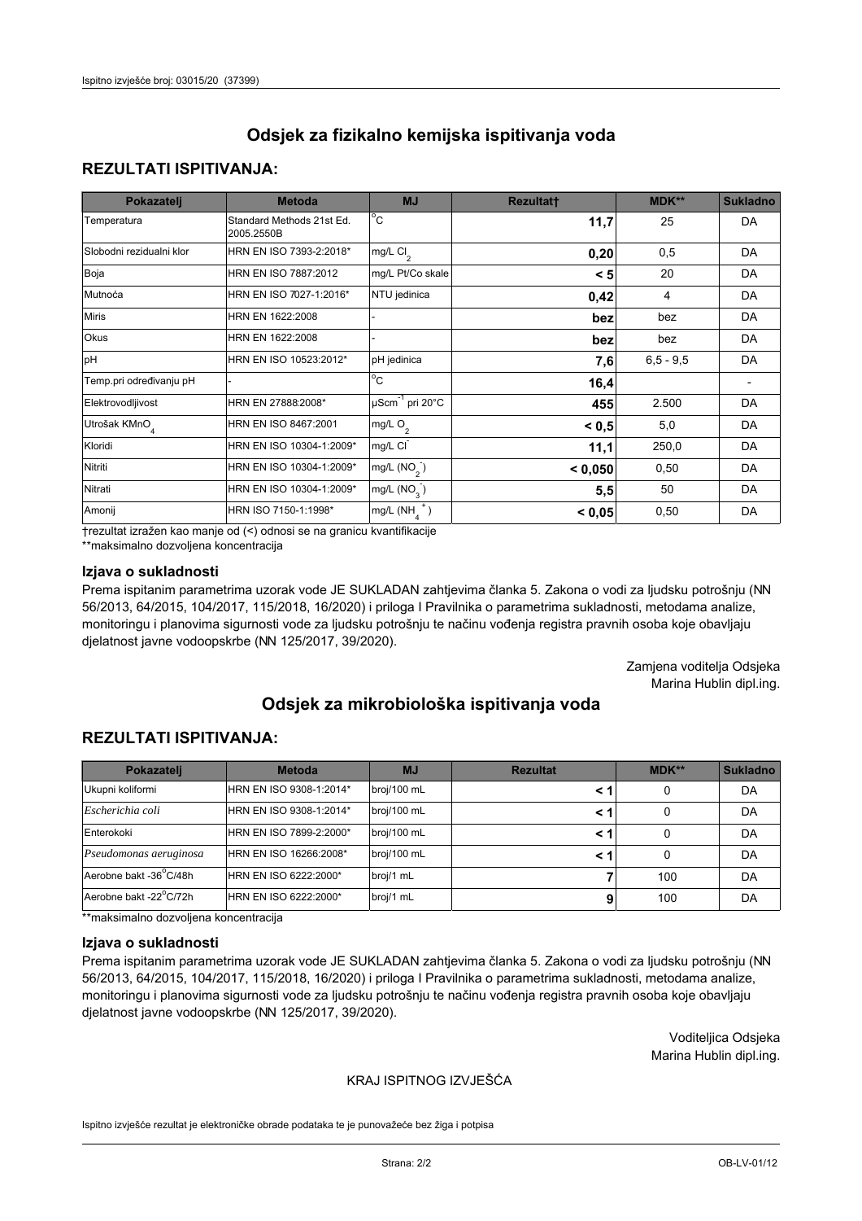# Odsjek za fizikalno kemijska ispitivanja voda

## REZULTATI ISPITIVANJA:

| Pokazatelj | Metoda | MJ | Rezultat† | MDK** | Sukladno |
|---|---|---|---|---|---|
| Temperatura | Standard Methods 21st Ed. 2005.2550B | °C | **11,7** | 25 | DA |
| Slobodni rezidualni klor | HRN EN ISO 7393-2:2018* | mg/L $Cl_2$ | **0,20** | 0,5 | DA |
| Boja | HRN EN ISO 7887:2012 | mg/L Pt/Co skale | **< 5** | 20 | DA |
| Mutnoća | HRN EN ISO 7027-1:2016* | NTU jedinica | **0,42** | 4 | DA |
| Miris | HRN EN 1622:2008 | - | **bez** | bez | DA |
| Okus | HRN EN 1622:2008 | - | **bez** | bez | DA |
| pH | HRN EN ISO 10523:2012* | pH jedinica | **7,6** | 6,5 - 9,5 | DA |
| Temp.pri određivanju pH | - | °C | **16,4** | | - |
| Elektrovodljivost | HRN EN 27888:2008* | $\mu Scm^{-1}$ pri 20°C | **455** | 2.500 | DA |
| Utrošak $KMnO_4$ | HRN EN ISO 8467:2001 | mg/L $O_2$ | **< 0,5** | 5,0 | DA |
| Kloridi | HRN EN ISO 10304-1:2009* | mg/L $Cl^-$ | **11,1** | 250,0 | DA |
| Nitriti | HRN EN ISO 10304-1:2009* | mg/L ($NO_2^-$) | **< 0,050** | 0,50 | DA |
| Nitrati | HRN EN ISO 10304-1:2009* | mg/L ($NO_3^-$) | **5,5** | 50 | DA |
| Amonij | HRN ISO 7150-1:1998* | mg/L ($NH_4^+$) | **< 0,05** | 0,50 | DA |

†rezultat izražen kao manje od (<) odnosi se na granicu kvantifikacije

**maksimalno dozvoljena koncentracija

### Izjava o sukladnosti

Prema ispitanim parametrima uzorak vode JE SUKLADAN zahtjevima članka 5. Zakona o vodi za ljudsku potrošnju (NN 56/2013, 64/2015, 104/2017, 115/2018, 16/2020) i priloga I Pravilnika o parametrima sukladnosti, metodama analize, monitoringu i planovima sigurnosti vode za ljudsku potrošnju te načinu vođenja registra pravnih osoba koje obavljaju djelatnost javne vodoopskrbe (NN 125/2017, 39/2020).

Zamjena voditelja Odsjeka
Marina Hublin dipl.ing.

# Odsjek za mikrobiološka ispitivanja voda

## REZULTATI ISPITIVANJA:

| Pokazatelj | Metoda | MJ | Rezultat | MDK** | Sukladno |
|---|---|---|---|---|---|
| Ukupni koliformi | HRN EN ISO 9308-1:2014* | broj/100 mL | **< 1** | 0 | DA |
| *Escherichia coli* | HRN EN ISO 9308-1:2014* | broj/100 mL | **< 1** | 0 | DA |
| Enterokoki | HRN EN ISO 7899-2:2000* | broj/100 mL | **< 1** | 0 | DA |
| *Pseudomonas aeruginosa* | HRN EN 16266:2008* | broj/100 mL | **< 1** | 0 | DA |
| Aerobne bakt -36°C/48h | HRN EN ISO 6222:2000* | broj/1 mL | **7** | 100 | DA |
| Aerobne bakt -22°C/72h | HRN EN ISO 6222:2000* | broj/1 mL | **9** | 100 | DA |

**maksimalno dozvoljena koncentracija

### Izjava o sukladnosti

Prema ispitanim parametrima uzorak vode JE SUKLADAN zahtjevima članka 5. Zakona o vodi za ljudsku potrošnju (NN 56/2013, 64/2015, 104/2017, 115/2018, 16/2020) i priloga I Pravilnika o parametrima sukladnosti, metodama analize, monitoringu i planovima sigurnosti vode za ljudsku potrošnju te načinu vođenja registra pravnih osoba koje obavljaju djelatnost javne vodoopskrbe (NN 125/2017, 39/2020).

Voditeljica Odsjeka
Marina Hublin dipl.ing.

KRAJ ISPITNOG IZVJEŠĆA

Ispitno izvješće rezultat je elektroničke obrade podataka te je punovažeće bez žiga i potpisa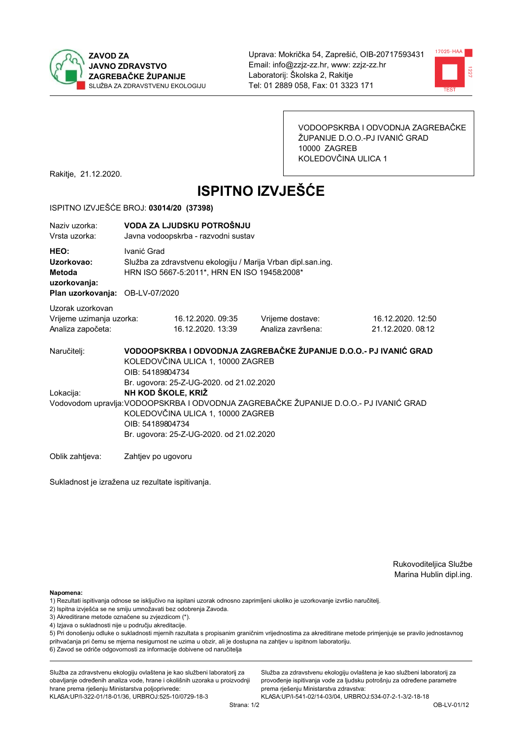**ZAVOD ZA JAVNO ZDRAVSTVO ZAGREBAČKE ŽUPANIJE**
SLUŽBA ZA ZDRAVSTVENU EKOLOGIJU

Uprava: Mokrička 54, Zaprešić, OIB-20717593431
Email: info@zzjz-zz.hr, www: zzjz-zz.hr
Laboratorij: Školska 2, Rakitje
Tel: 01 2889 058, Fax: 01 3323 171

VODOOPSKRBA I ODVODNJA ZAGREBAČKE ŽUPANIJE D.O.O.-PJ IVANIĆ GRAD
10000 ZAGREB
KOLEDOVČINA ULICA 1

Rakitje, 21.12.2020.

# ISPITNO IZVJEŠĆE

ISPITNO IZVJEŠĆE BROJ: **03014/20 (37398)**

| | |
|---|---|
| Naziv uzorka: | **VODA ZA LJUDSKU POTROŠNJU** |
| Vrsta uzorka: | Javna vodoopskrba - razvodni sustav |
| **HEO:** | Ivanić Grad |
| **Uzorkovao:** | Služba za zdravstvenu ekologiju / Marija Vrban dipl.san.ing. |
| **Metoda uzorkovanja:** | HRN ISO 5667-5:2011*, HRN EN ISO 19458:2008* |
| **Plan uzorkovanja:** | OB-LV-07/2020 |

Uzorak uzorkovan

| | | | |
|---|---|---|---|
| Vrijeme uzimanja uzorka: | 16.12.2020. 09:35 | Vrijeme dostave: | 16.12.2020. 12:50 |
| Analiza započeta: | 16.12.2020. 13:39 | Analiza završena: | 21.12.2020. 08:12 |

Naručitelj: **VODOOPSKRBA I ODVODNJA ZAGREBAČKE ŽUPANIJE D.O.O.- PJ IVANIĆ GRAD**
KOLEDOVČINA ULICA 1, 10000 ZAGREB
OIB: 54189804734
Br. ugovora: 25-Z-UG-2020. od 21.02.2020

Lokacija: **NH KOD ŠKOLE, KRIŽ**

Vodovodom upravlja: VODOOPSKRBA I ODVODNJA ZAGREBAČKE ŽUPANIJE D.O.O.- PJ IVANIĆ GRAD
KOLEDOVČINA ULICA 1, 10000 ZAGREB
OIB: 54189804734
Br. ugovora: 25-Z-UG-2020. od 21.02.2020

Oblik zahtjeva: Zahtjev po ugovoru

Sukladnost je izražena uz rezultate ispitivanja.

Rukoviditeljica Službe
Marina Hublin dipl.ing.

**Napomena:**
1) Rezultati ispitivanja odnose se isključivo na ispitani uzorak odnosno zaprimljeni ukoliko je uzorkovanje izvršio naručitelj.
2) Ispitna izvješća se ne smiju umnožavati bez odobrenja Zavoda.
3) Akreditirane metode označene su zvjezdicom (*).
4) Izjava o sukladnosti nije u području akreditacije.
5) Pri donošenju odluke o sukladnosti mjernih razultata s propisanim graničnim vrijednostima za akreditirane metode primjenjuje se pravilo jednostavnog prihvaćanja pri čemu se mjerna nesigurnost ne uzima u obzir, ali je dostupna na zahtjev u ispitnom laboratoriju.
6) Zavod se odriče odgovornosti za informacije dobivene od naručitelja

Služba za zdravstvenu ekologiju ovlaštena je kao službeni laboratorij za obavljanje određenih analiza vode, hrane i okolišnih uzoraka u proizvodnji hrane prema rješenju Ministarstva poljoprivrede:
KLASA:UP/I-322-01/18-01/36, URBROJ:525-10/0729-18-3

Služba za zdravstvenu ekologiju ovlaštena je kao službeni laboratorij za provođenje ispitivanja vode za ljudsku potrošnju za određene parametre prema rješenju Ministarstva zdravstva:
KLASA:UP/I-541-02/14-03/04, URBROJ:534-07-2-1-3/2-18-18

OB-LV-01/12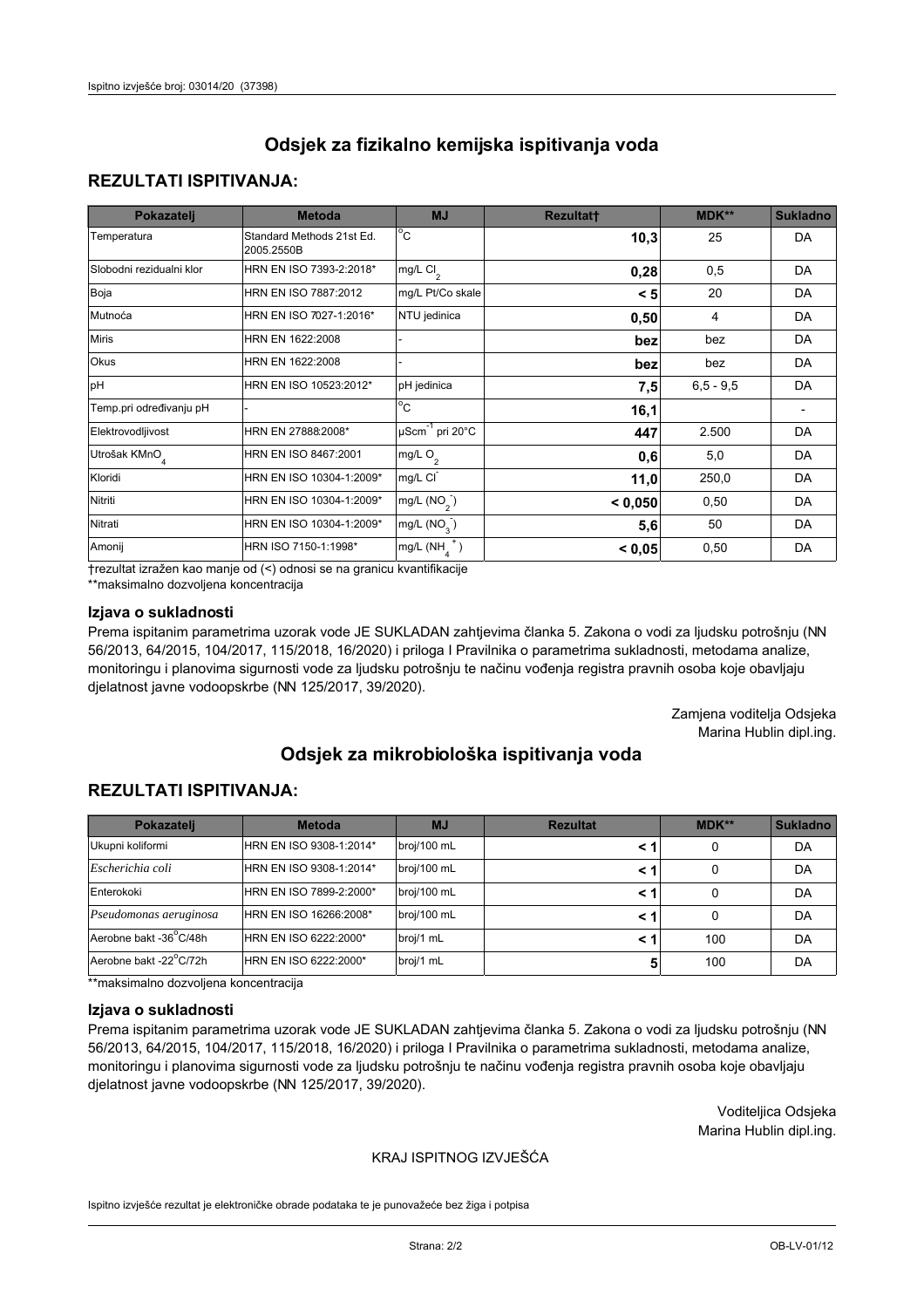# Odsjek za fizikalno kemijska ispitivanja voda

## REZULTATI ISPITIVANJA:

| Pokazatelj | Metoda | MJ | Rezultat† | MDK** | Sukladno |
|---|---|---|---|---|---|
| Temperatura | Standard Methods 21st Ed. 2005.2550B | °C | **10,3** | 25 | DA |
| Slobodni rezidualni klor | HRN EN ISO 7393-2:2018* | mg/L $Cl_2$ | **0,28** | 0,5 | DA |
| Boja | HRN EN ISO 7887:2012 | mg/L Pt/Co skale | **< 5** | 20 | DA |
| Mutnoća | HRN EN ISO 7027-1:2016* | NTU jedinica | **0,50** | 4 | DA |
| Miris | HRN EN 1622:2008 | - | **bez** | bez | DA |
| Okus | HRN EN 1622:2008 | - | **bez** | bez | DA |
| pH | HRN EN ISO 10523:2012* | pH jedinica | **7,5** | 6,5 - 9,5 | DA |
| Temp.pri određivanju pH | - | °C | **16,1** | | - |
| Elektrovodljivost | HRN EN 27888:2008* | $\mu Scm^{-1}$ pri 20°C | **447** | 2.500 | DA |
| Utrošak $KMnO_4$ | HRN EN ISO 8467:2001 | mg/L $O_2$ | **0,6** | 5,0 | DA |
| Kloridi | HRN EN ISO 10304-1:2009* | mg/L $Cl^-$ | **11,0** | 250,0 | DA |
| Nitriti | HRN EN ISO 10304-1:2009* | mg/L $(NO_2^-)$ | **< 0,050** | 0,50 | DA |
| Nitrati | HRN EN ISO 10304-1:2009* | mg/L $(NO_3^-)$ | **5,6** | 50 | DA |
| Amonij | HRN ISO 7150-1:1998* | mg/L $(NH_4^+)$ | **< 0,05** | 0,50 | DA |

†rezultat izražen kao manje od (<) odnosi se na granicu kvantifikacije

**maksimalno dozvoljena koncentracija

### Izjava o sukladnosti

Prema ispitanim parametrima uzorak vode JE SUKLADAN zahtjevima članka 5. Zakona o vodi za ljudsku potrošnju (NN 56/2013, 64/2015, 104/2017, 115/2018, 16/2020) i priloga I Pravilnika o parametrima sukladnosti, metodama analize, monitoringu i planovima sigurnosti vode za ljudsku potrošnju te načinu vođenja registra pravnih osoba koje obavljaju djelatnost javne vodoopskrbe (NN 125/2017, 39/2020).

Zamjena voditelja Odsjeka
Marina Hublin dipl.ing.

# Odsjek za mikrobiološka ispitivanja voda

## REZULTATI ISPITIVANJA:

| Pokazatelj | Metoda | MJ | Rezultat | MDK** | Sukladno |
|---|---|---|---|---|---|
| Ukupni koliformi | HRN EN ISO 9308-1:2014* | broj/100 mL | **< 1** | 0 | DA |
| *Escherichia coli* | HRN EN ISO 9308-1:2014* | broj/100 mL | **< 1** | 0 | DA |
| Enterokoki | HRN EN ISO 7899-2:2000* | broj/100 mL | **< 1** | 0 | DA |
| *Pseudomonas aeruginosa* | HRN EN ISO 16266:2008* | broj/100 mL | **< 1** | 0 | DA |
| Aerobne bakt -36°C/48h | HRN EN ISO 6222:2000* | broj/1 mL | **< 1** | 100 | DA |
| Aerobne bakt -22°C/72h | HRN EN ISO 6222:2000* | broj/1 mL | **5** | 100 | DA |

**maksimalno dozvoljena koncentracija

### Izjava o sukladnosti

Prema ispitanim parametrima uzorak vode JE SUKLADAN zahtjevima članka 5. Zakona o vodi za ljudsku potrošnju (NN 56/2013, 64/2015, 104/2017, 115/2018, 16/2020) i priloga I Pravilnika o parametrima sukladnosti, metodama analize, monitoringu i planovima sigurnosti vode za ljudsku potrošnju te načinu vođenja registra pravnih osoba koje obavljaju djelatnost javne vodoopskrbe (NN 125/2017, 39/2020).

Voditeljica Odsjeka
Marina Hublin dipl.ing.

KRAJ ISPITNOG IZVJEŠĆA

Ispitno izvješće rezultat je elektroničke obrade podataka te je punovažeće bez žiga i potpisa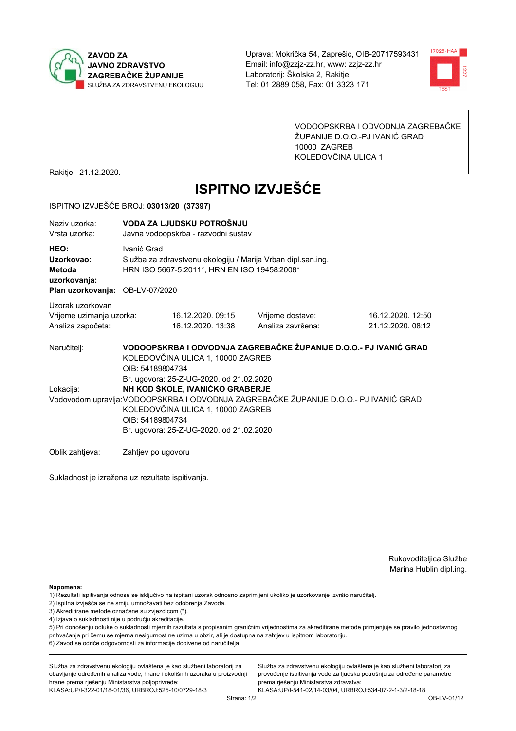**ZAVOD ZA JAVNO ZDRAVSTVO ZAGREBAČKE ŽUPANIJE**
SLUŽBA ZA ZDRAVSTVENU EKOLOGIJU

Uprava: Mokrička 54, Zaprešić, OIB-20717593431
Email: info@zzjz-zz.hr, www: zzjz-zz.hr
Laboratorij: Školska 2, Rakitje
Tel: 01 2889 058, Fax: 01 3323 171

VODOOPSKRBA I ODVODNJA ZAGREBAČKE ŽUPANIJE D.O.O.-PJ IVANIĆ GRAD
10000 ZAGREB
KOLEDOVČINA ULICA 1

Rakitje, 21.12.2020.

# ISPITNO IZVJEŠĆE

ISPITNO IZVJEŠĆE BROJ: **03013/20 (37397)**

| | |
|---|---|
| Naziv uzorka: | **VODA ZA LJUDSKU POTROŠNJU** |
| Vrsta uzorka: | Javna vodoopskrba - razvodni sustav |
| **HEO:** | Ivanić Grad |
| **Uzorkovao:** | Služba za zdravstvenu ekologiju / Marija Vrban dipl.san.ing. |
| **Metoda uzorkovanja:** | HRN ISO 5667-5:2011*, HRN EN ISO 19458:2008* |
| **Plan uzorkovanja:** | OB-LV-07/2020 |

Uzorak uzorkovan

| | | | |
|---|---|---|---|
| Vrijeme uzimanja uzorka: | 16.12.2020. 09:15 | Vrijeme dostave: | 16.12.2020. 12:50 |
| Analiza započeta: | 16.12.2020. 13:38 | Analiza završena: | 21.12.2020. 08:12 |

Naručitelj: **VODOOPSKRBA I ODVODNJA ZAGREBAČKE ŽUPANIJE D.O.O.- PJ IVANIĆ GRAD**
KOLEDOVČINA ULICA 1, 10000 ZAGREB
OIB: 54189804734
Br. ugovora: 25-Z-UG-2020. od 21.02.2020

Lokacija: **NH KOD ŠKOLE, IVANIČKO GRABERJE**

Vodovodom upravlja: VODOOPSKRBA I ODVODNJA ZAGREBAČKE ŽUPANIJE D.O.O.- PJ IVANIĆ GRAD
KOLEDOVČINA ULICA 1, 10000 ZAGREB
OIB: 54189804734
Br. ugovora: 25-Z-UG-2020. od 21.02.2020

Oblik zahtjeva: Zahtjev po ugovoru

Sukladnost je izražena uz rezultate ispitivanja.

Rukoviteljica Službe
Marina Hublin dipl.ing.

**Napomena:**
1) Rezultati ispitivanja odnose se isključivo na ispitani uzorak odnosno zaprimljeni ukoliko je uzorkovanje izvršio naručitelj.
2) Ispitna izvješća se ne smiju umnožavati bez odobrenja Zavoda.
3) Akreditirane metode označene su zvjezdicom (*).
4) Izjava o sukladnosti nije u području akreditacije.
5) Pri donošenju odluke o sukladnosti mjernih razultata s propisanim graničnim vrijednostima za akreditirane metode primjenjuje se pravilo jednostavnog prihvaćanja pri čemu se mjerna nesigurnost ne uzima u obzir, ali je dostupna na zahtjev u ispitnom laboratoriju.
6) Zavod se odriče odgovornosti za informacije dobivene od naručitelja

Služba za zdravstvenu ekologiju ovlaštena je kao službeni laboratorij za obavljanje određenih analiza vode, hrane i okolišnih uzoraka u proizvodnji hrane prema rješenju Ministarstva poljoprivrede:
KLASA:UP/I-322-01/18-01/36, URBROJ:525-10/0729-18-3

Služba za zdravstvenu ekologiju ovlaštena je kao službeni laboratorij za provođenje ispitivanja vode za ljudsku potrošnju za određene parametre prema rješenju Ministarstva zdravstva:
KLASA:UP/I-541-02/14-03/04, URBROJ:534-07-2-1-3/2-18-18

OB-LV-01/12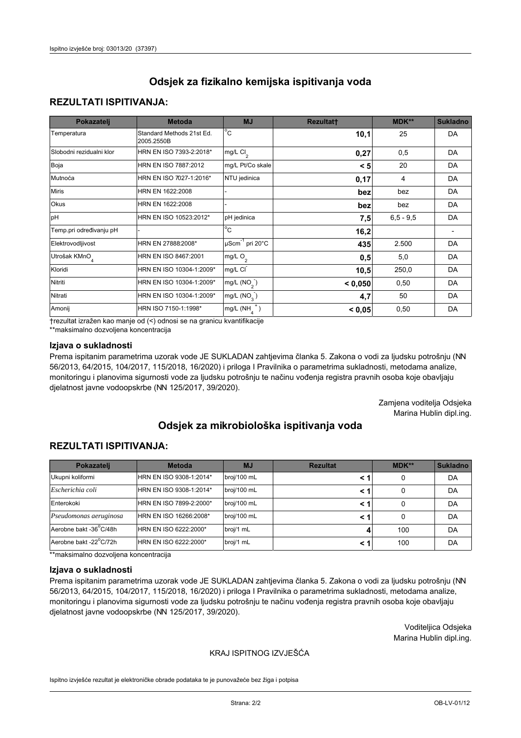# Odsjek za fizikalno kemijska ispitivanja voda

## REZULTATI ISPITIVANJA:

| Pokazatelj | Metoda | MJ | Rezultat† | MDK** | Sukladno |
|---|---|---|---|---|---|
| Temperatura | Standard Methods 21st Ed. 2005.2550B | °C | **10,1** | 25 | DA |
| Slobodni rezidualni klor | HRN EN ISO 7393-2:2018* | mg/L $Cl_2$ | **0,27** | 0,5 | DA |
| Boja | HRN EN ISO 7887:2012 | mg/L Pt/Co skale | **< 5** | 20 | DA |
| Mutnoća | HRN EN ISO 7027-1:2016* | NTU jedinica | **0,17** | 4 | DA |
| Miris | HRN EN 1622:2008 | - | **bez** | bez | DA |
| Okus | HRN EN 1622:2008 | - | **bez** | bez | DA |
| pH | HRN EN ISO 10523:2012* | pH jedinica | **7,5** | 6,5 - 9,5 | DA |
| Temp.pri određivanju pH | - | °C | **16,2** | | - |
| Elektrovodljivost | HRN EN 27888:2008* | $\mu Scm^{-1}$ pri 20°C | **435** | 2.500 | DA |
| Utrošak $KMnO_4$ | HRN EN ISO 8467:2001 | mg/L $O_2$ | **0,5** | 5,0 | DA |
| Kloridi | HRN EN ISO 10304-1:2009* | mg/L $Cl^-$ | **10,5** | 250,0 | DA |
| Nitriti | HRN EN ISO 10304-1:2009* | mg/L ($NO_2^-$) | **< 0,050** | 0,50 | DA |
| Nitrati | HRN EN ISO 10304-1:2009* | mg/L ($NO_3^-$) | **4,7** | 50 | DA |
| Amonij | HRN ISO 7150-1:1998* | mg/L ($NH_4^+$) | **< 0,05** | 0,50 | DA |

†rezultat izražen kao manje od (<) odnosi se na granicu kvantifikacije
**maksimalno dozvoljena koncentracija

### Izjava o sukladnosti

Prema ispitanim parametrima uzorak vode JE SUKLADAN zahtjevima članka 5. Zakona o vodi za ljudsku potrošnju (NN 56/2013, 64/2015, 104/2017, 115/2018, 16/2020) i priloga I Pravilnika o parametrima sukladnosti, metodama analize, monitoringu i planovima sigurnosti vode za ljudsku potrošnju te načinu vođenja registra pravnih osoba koje obavljaju djelatnost javne vodoopskrbe (NN 125/2017, 39/2020).

Zamjena voditelja Odsjeka
Marina Hublin dipl.ing.

# Odsjek za mikrobiološka ispitivanja voda

## REZULTATI ISPITIVANJA:

| Pokazatelj | Metoda | MJ | Rezultat | MDK** | Sukladno |
|---|---|---|---|---|---|
| Ukupni koliformi | HRN EN ISO 9308-1:2014* | broj/100 mL | **< 1** | 0 | DA |
| *Escherichia coli* | HRN EN ISO 9308-1:2014* | broj/100 mL | **< 1** | 0 | DA |
| Enterokoki | HRN EN ISO 7899-2:2000* | broj/100 mL | **< 1** | 0 | DA |
| *Pseudomonas aeruginosa* | HRN EN 16266:2008* | broj/100 mL | **< 1** | 0 | DA |
| Aerobne bakt -36°C/48h | HRN EN ISO 6222:2000* | broj/1 mL | **4** | 100 | DA |
| Aerobne bakt -22°C/72h | HRN EN ISO 6222:2000* | broj/1 mL | **< 1** | 100 | DA |

**maksimalno dozvoljena koncentracija

### Izjava o sukladnosti

Prema ispitanim parametrima uzorak vode JE SUKLADAN zahtjevima članka 5. Zakona o vodi za ljudsku potrošnju (NN 56/2013, 64/2015, 104/2017, 115/2018, 16/2020) i priloga I Pravilnika o parametrima sukladnosti, metodama analize, monitoringu i planovima sigurnosti vode za ljudsku potrošnju te načinu vođenja registra pravnih osoba koje obavljaju djelatnost javne vodoopskrbe (NN 125/2017, 39/2020).

Voditeljica Odsjeka
Marina Hublin dipl.ing.

KRAJ ISPITNOG IZVJEŠĆA

Ispitno izvješće rezultat je elektroničke obrade podataka te je punovažeće bez žiga i potpisa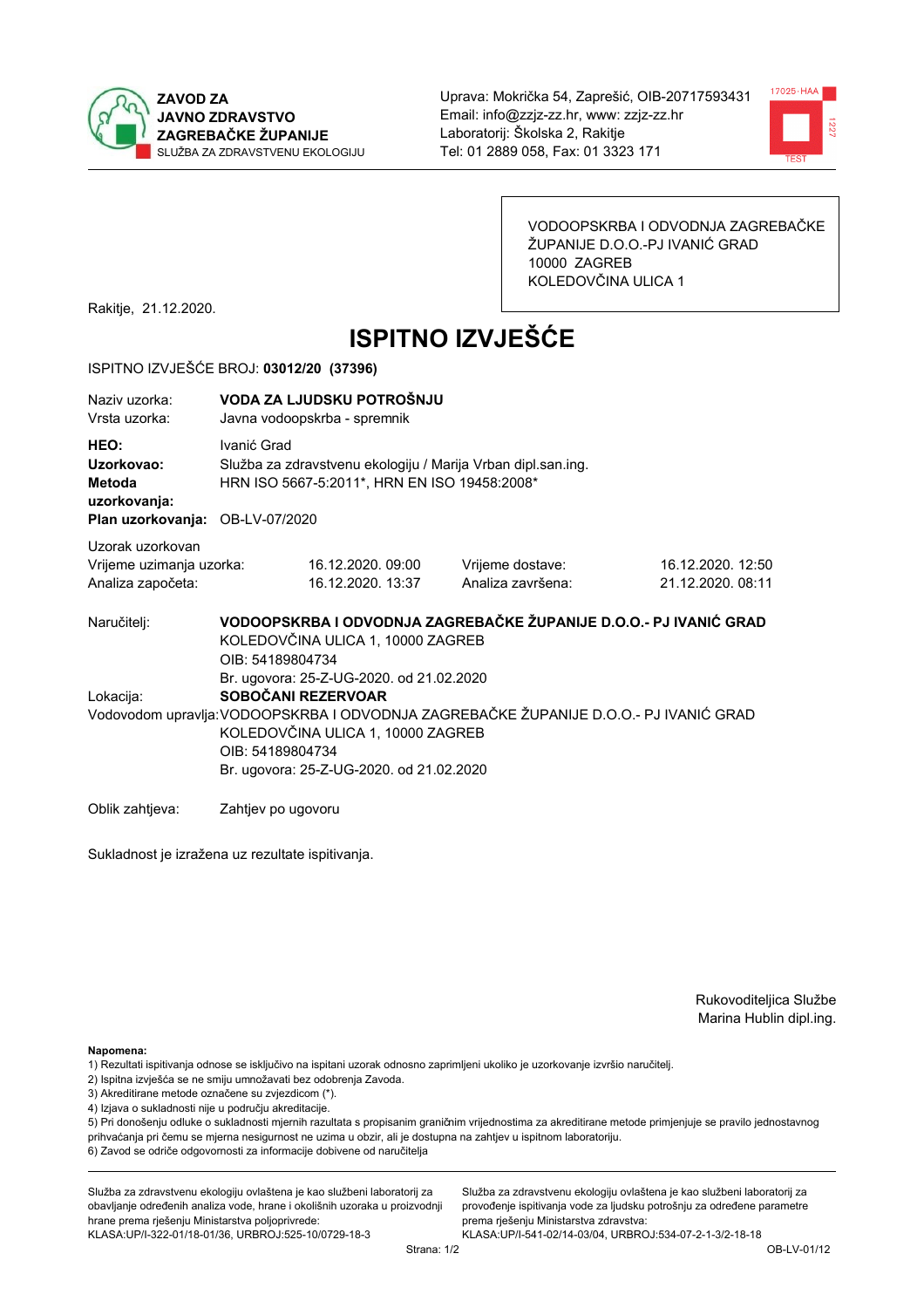**ZAVOD ZA JAVNO ZDRAVSTVO ZAGREBAČKE ŽUPANIJE**
SLUŽBA ZA ZDRAVSTVENU EKOLOGIJU

Uprava: Mokrička 54, Zaprešić, OIB-20717593431
Email: info@zzjz-zz.hr, www: zzjz-zz.hr
Laboratorij: Školska 2, Rakitje
Tel: 01 2889 058, Fax: 01 3323 171

VODOOPSKRBA I ODVODNJA ZAGREBAČKE ŽUPANIJE D.O.O.-PJ IVANIĆ GRAD
10000 ZAGREB
KOLEDOVČINA ULICA 1

Rakitje, 21.12.2020.

# ISPITNO IZVJEŠĆE

ISPITNO IZVJEŠĆE BROJ: **03012/20 (37396)**

| | |
|---|---|
| Naziv uzorka: | **VODA ZA LJUDSKU POTROŠNJU** |
| Vrsta uzorka: | Javna vodoopskrba - spremnik |
| **HEO:** | Ivanić Grad |
| **Uzorkovao:** | Služba za zdravstvenu ekologiju / Marija Vrban dipl.san.ing. |
| **Metoda uzorkovanja:** | HRN ISO 5667-5:2011*, HRN EN ISO 19458:2008* |
| **Plan uzorkovanja:** | OB-LV-07/2020 |

Uzorak uzorkovan

| | | | |
|---|---|---|---|
| Vrijeme uzimanja uzorka: | 16.12.2020. 09:00 | Vrijeme dostave: | 16.12.2020. 12:50 |
| Analiza započeta: | 16.12.2020. 13:37 | Analiza završena: | 21.12.2020. 08:11 |

Naručitelj: **VODOOPSKRBA I ODVODNJA ZAGREBAČKE ŽUPANIJE D.O.O.- PJ IVANIĆ GRAD**
KOLEDOVČINA ULICA 1, 10000 ZAGREB
OIB: 54189804734
Br. ugovora: 25-Z-UG-2020. od 21.02.2020

Lokacija: **SOBOČANI REZERVOAR**

Vodovodom upravlja: VODOOPSKRBA I ODVODNJA ZAGREBAČKE ŽUPANIJE D.O.O.- PJ IVANIĆ GRAD
KOLEDOVČINA ULICA 1, 10000 ZAGREB
OIB: 54189804734
Br. ugovora: 25-Z-UG-2020. od 21.02.2020

Oblik zahtjeva: Zahtjev po ugovoru

Sukladnost je izražena uz rezultate ispitivanja.

Rukoviditeljica Službe
Marina Hublin dipl.ing.

**Napomena:**
1) Rezultati ispitivanja odnose se isključivo na ispitani uzorak odnosno zaprimljeni ukoliko je uzorkovanje izvršio naručitelj.
2) Ispitna izvješća se ne smiju umnožavati bez odobrenja Zavoda.
3) Akreditirane metode označene su zvjezdicom (*).
4) Izjava o sukladnosti nije u području akreditacije.
5) Pri donošenju odluke o sukladnosti mjernih razultata s propisanim graničnim vrijednostima za akreditirane metode primjenjuje se pravilo jednostavnog prihvaćanja pri čemu se mjerna nesigurnost ne uzima u obzir, ali je dostupna na zahtjev u ispitnom laboratoriju.
6) Zavod se odriče odgovornosti za informacije dobivene od naručitelja

Služba za zdravstvenu ekologiju ovlaštena je kao službeni laboratorij za obavljanje određenih analiza vode, hrane i okolišnih uzoraka u proizvodnji hrane prema rješenju Ministarstva poljoprivrede: KLASA:UP/I-322-01/18-01/36, URBROJ:525-10/0729-18-3

Služba za zdravstvenu ekologiju ovlaštena je kao službeni laboratorij za provođenje ispitivanja vode za ljudsku potrošnju za određene parametre prema rješenju Ministarstva zdravstva: KLASA:UP/I-541-02/14-03/04, URBROJ:534-07-2-1-3/2-18-18

OB-LV-01/12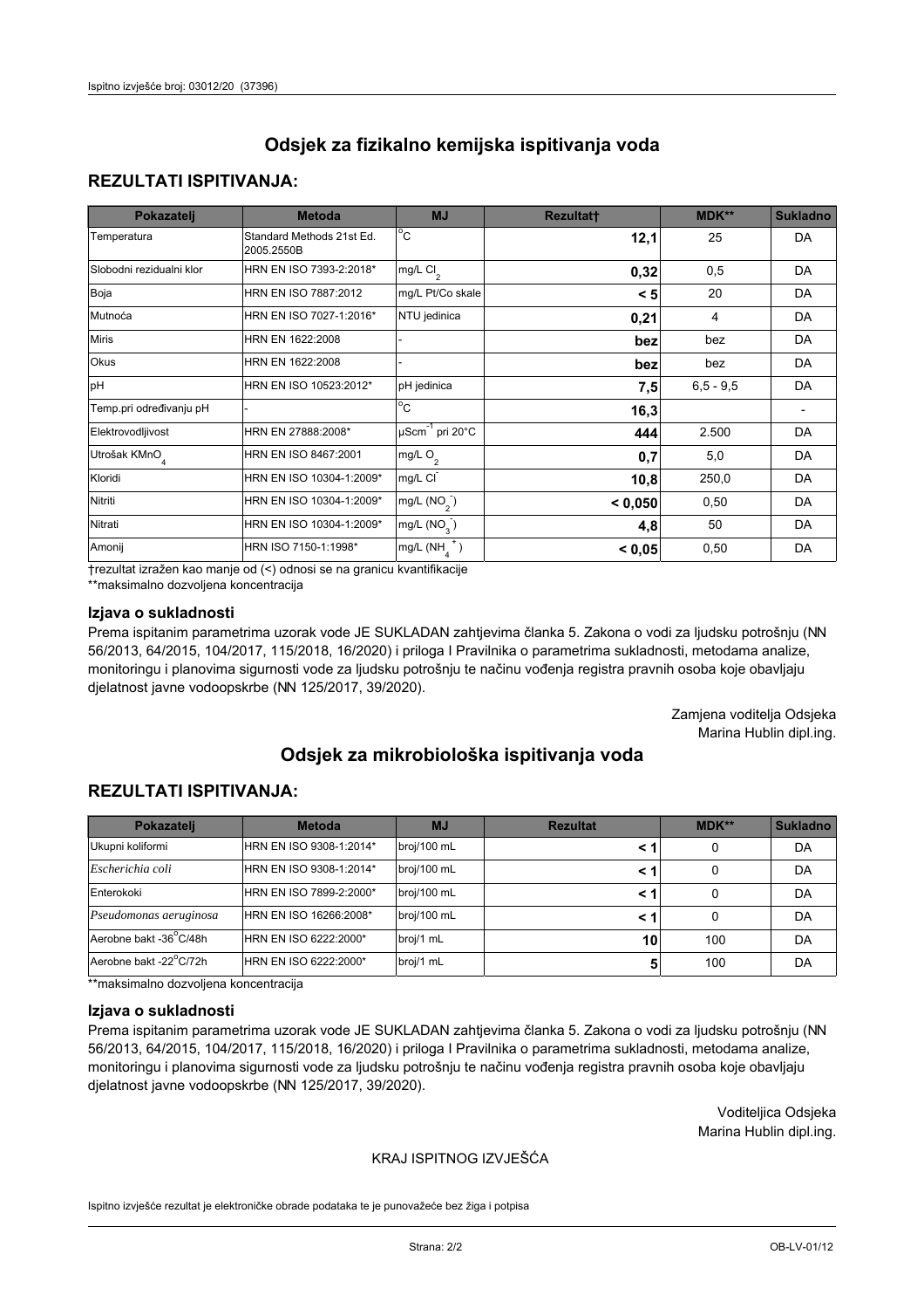# Odsjek za fizikalno kemijska ispitivanja voda

## REZULTATI ISPITIVANJA:

| Pokazatelj | Metoda | MJ | Rezultat† | MDK** | Sukladno |
|---|---|---|---|---|---|
| Temperatura | Standard Methods 21st Ed. 2005.2550B | °C | **12,1** | 25 | DA |
| Slobodni rezidualni klor | HRN EN ISO 7393-2:2018* | mg/L $Cl_2$ | **0,32** | 0,5 | DA |
| Boja | HRN EN ISO 7887:2012 | mg/L Pt/Co skale | **< 5** | 20 | DA |
| Mutnoća | HRN EN ISO 7027-1:2016* | NTU jedinica | **0,21** | 4 | DA |
| Miris | HRN EN 1622:2008 | - | **bez** | bez | DA |
| Okus | HRN EN 1622:2008 | - | **bez** | bez | DA |
| pH | HRN EN ISO 10523:2012* | pH jedinica | **7,5** | 6,5 - 9,5 | DA |
| Temp.pri određivanju pH | - | °C | **16,3** | | - |
| Elektrovodljivost | HRN EN 27888:2008* | $\mu Scm^{-1}$ pri 20°C | **444** | 2.500 | DA |
| Utrošak $KMnO_4$ | HRN EN ISO 8467:2001 | mg/L $O_2$ | **0,7** | 5,0 | DA |
| Kloridi | HRN EN ISO 10304-1:2009* | mg/L $Cl^-$ | **10,8** | 250,0 | DA |
| Nitriti | HRN EN ISO 10304-1:2009* | mg/L ($NO_2^-$) | **< 0,050** | 0,50 | DA |
| Nitrati | HRN EN ISO 10304-1:2009* | mg/L ($NO_3^-$) | **4,8** | 50 | DA |
| Amonij | HRN ISO 7150-1:1998* | mg/L ($NH_4^+$) | **< 0,05** | 0,50 | DA |

†rezultat izražen kao manje od (<) odnosi se na granicu kvantifikacije

**maksimalno dozvoljena koncentracija

### Izjava o sukladnosti

Prema ispitanim parametrima uzorak vode JE SUKLADAN zahtjevima članka 5. Zakona o vodi za ljudsku potrošnju (NN 56/2013, 64/2015, 104/2017, 115/2018, 16/2020) i priloga I Pravilnika o parametrima sukladnosti, metodama analize, monitoringu i planovima sigurnosti vode za ljudsku potrošnju te načinu vođenja registra pravnih osoba koje obavljaju djelatnost javne vodoopskrbe (NN 125/2017, 39/2020).

Zamjena voditelja Odsjeka
Marina Hublin dipl.ing.

# Odsjek za mikrobiološka ispitivanja voda

## REZULTATI ISPITIVANJA:

| Pokazatelj | Metoda | MJ | Rezultat | MDK** | Sukladno |
|---|---|---|---|---|---|
| Ukupni koliformi | HRN EN ISO 9308-1:2014* | broj/100 mL | **< 1** | 0 | DA |
| *Escherichia coli* | HRN EN ISO 9308-1:2014* | broj/100 mL | **< 1** | 0 | DA |
| Enterokoki | HRN EN ISO 7899-2:2000* | broj/100 mL | **< 1** | 0 | DA |
| *Pseudomonas aeruginosa* | HRN EN ISO 16266:2008* | broj/100 mL | **< 1** | 0 | DA |
| Aerobne bakt -36°C/48h | HRN EN ISO 6222:2000* | broj/1 mL | **10** | 100 | DA |
| Aerobne bakt -22°C/72h | HRN EN ISO 6222:2000* | broj/1 mL | **5** | 100 | DA |

**maksimalno dozvoljena koncentracija

### Izjava o sukladnosti

Prema ispitanim parametrima uzorak vode JE SUKLADAN zahtjevima članka 5. Zakona o vodi za ljudsku potrošnju (NN 56/2013, 64/2015, 104/2017, 115/2018, 16/2020) i priloga I Pravilnika o parametrima sukladnosti, metodama analize, monitoringu i planovima sigurnosti vode za ljudsku potrošnju te načinu vođenja registra pravnih osoba koje obavljaju djelatnost javne vodoopskrbe (NN 125/2017, 39/2020).

Voditeljica Odsjeka
Marina Hublin dipl.ing.

KRAJ ISPITNOG IZVJEŠĆA

Ispitno izvješće rezultat je elektroničke obrade podataka te je punovažeće bez žiga i potpisa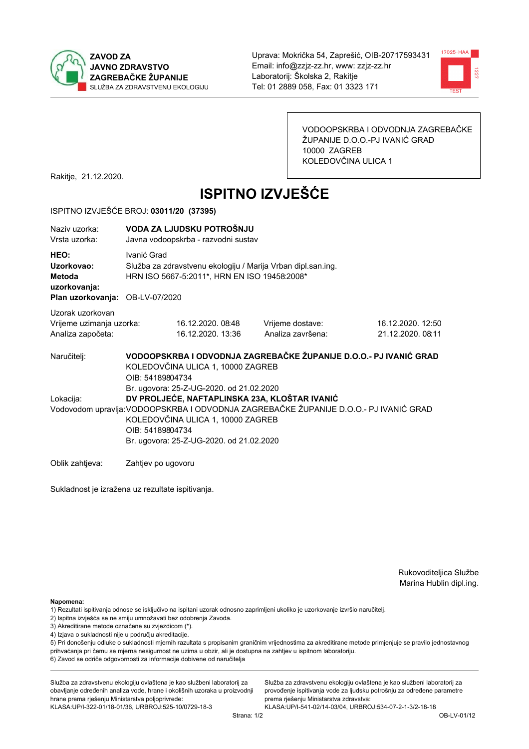**ZAVOD ZA JAVNO ZDRAVSTVO ZAGREBAČKE ŽUPANIJE**
SLUŽBA ZA ZDRAVSTVENU EKOLOGIJU

Uprava: Mokrička 54, Zaprešić, OIB-20717593431
Email: info@zzjz-zz.hr, www: zzjz-zz.hr
Laboratorij: Školska 2, Rakitje
Tel: 01 2889 058, Fax: 01 3323 171

VODOOPSKRBA I ODVODNJA ZAGREBAČKE ŽUPANIJE D.O.O.-PJ IVANIĆ GRAD
10000 ZAGREB
KOLEDOVČINA ULICA 1

Rakitje, 21.12.2020.

# ISPITNO IZVJEŠĆE

ISPITNO IZVJEŠĆE BROJ: **03011/20 (37395)**

Naziv uzorka: **VODA ZA LJUDSKU POTROŠNJU**
Vrsta uzorka: Javna vodoopskrba - razvodni sustav

**HEO:** Ivanić Grad
**Uzorkovao:** Služba za zdravstvenu ekologiju / Marija Vrban dipl.san.ing.
**Metoda uzorkovanja:** HRN ISO 5667-5:2011*, HRN EN ISO 19458:2008*
**Plan uzorkovanja:** OB-LV-07/2020

Uzorak uzorkovan

| | | | |
|---|---|---|---|
| Vrijeme uzimanja uzorka: | 16.12.2020. 08:48 | Vrijeme dostave: | 16.12.2020. 12:50 |
| Analiza započeta: | 16.12.2020. 13:36 | Analiza završena: | 21.12.2020. 08:11 |

Naručitelj: **VODOOPSKRBA I ODVODNJA ZAGREBAČKE ŽUPANIJE D.O.O.- PJ IVANIĆ GRAD**
KOLEDOVČINA ULICA 1, 10000 ZAGREB
OIB: 54189804734
Br. ugovora: 25-Z-UG-2020. od 21.02.2020

Lokacija: **DV PROLJEĆE, NAFTAPLINSKA 23A, KLOŠTAR IVANIĆ**

Vodovodom upravlja: VODOOPSKRBA I ODVODNJA ZAGREBAČKE ŽUPANIJE D.O.O.- PJ IVANIĆ GRAD
KOLEDOVČINA ULICA 1, 10000 ZAGREB
OIB: 54189804734
Br. ugovora: 25-Z-UG-2020. od 21.02.2020

Oblik zahtjeva: Zahtjev po ugovoru

Sukladnost je izražena uz rezultate ispitivanja.

Rukovoditeljica Službe
Marina Hublin dipl.ing.

**Napomena:**
1) Rezultati ispitivanja odnose se isključivo na ispitani uzorak odnosno zaprimljeni ukoliko je uzorkovanje izvršio naručitelj.
2) Ispitna izvješća se ne smiju umnožavati bez odobrenja Zavoda.
3) Akreditirane metode označene su zvjezdicom (*).
4) Izjava o sukladnosti nije u području akreditacije.
5) Pri donošenju odluke o sukladnosti mjernih razultata s propisanim graničnim vrijednostima za akreditirane metode primjenjuje se pravilo jednostavnog prihvaćanja pri čemu se mjerna nesigurnost ne uzima u obzir, ali je dostupna na zahtjev u ispitnom laboratoriju.
6) Zavod se odriče odgovornosti za informacije dobivene od naručitelja

Služba za zdravstvenu ekologiju ovlaštena je kao službeni laboratorij za obavljanje određenih analiza vode, hrane i okolišnih uzoraka u proizvodnji hrane prema rješenju Ministarstva poljoprivrede: KLASA:UP/I-322-01/18-01/36, URBROJ:525-10/0729-18-3

Služba za zdravstvenu ekologiju ovlaštena je kao službeni laboratorij za provođenje ispitivanja vode za ljudsku potrošnju za određene parametre prema rješenju Ministarstva zdravstva: KLASA:UP/I-541-02/14-03/04, URBROJ:534-07-2-1-3/2-18-18

OB-LV-01/12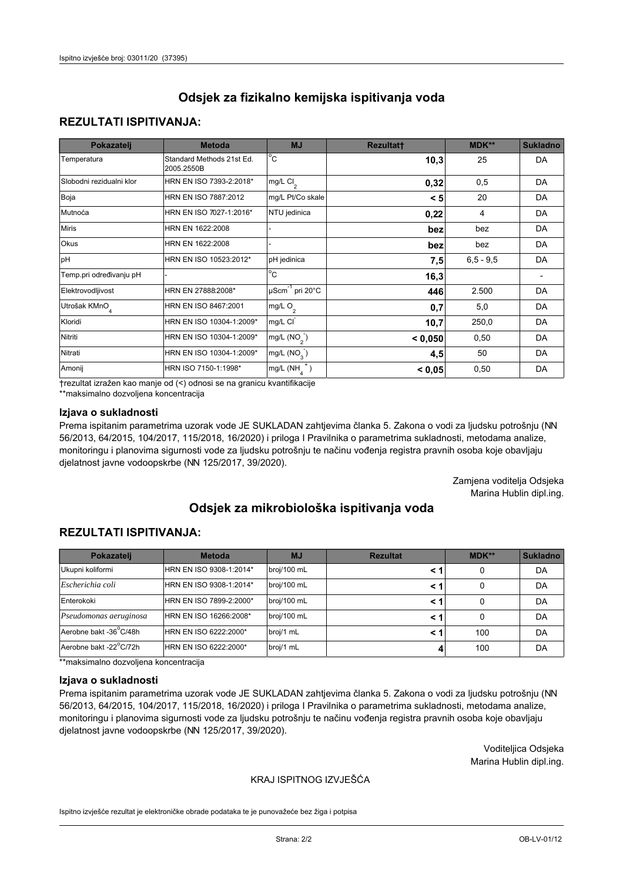# Odsjek za fizikalno kemijska ispitivanja voda

## REZULTATI ISPITIVANJA:

| Pokazatelj | Metoda | MJ | Rezultat† | MDK** | Sukladno |
|---|---|---|---|---|---|
| Temperatura | Standard Methods 21st Ed. 2005.2550B | °C | **10,3** | 25 | DA |
| Slobodni rezidualni klor | HRN EN ISO 7393-2:2018* | mg/L $Cl_2$ | **0,32** | 0,5 | DA |
| Boja | HRN EN ISO 7887:2012 | mg/L Pt/Co skale | **< 5** | 20 | DA |
| Mutnoća | HRN EN ISO 7027-1:2016* | NTU jedinica | **0,22** | 4 | DA |
| Miris | HRN EN 1622:2008 | - | **bez** | bez | DA |
| Okus | HRN EN 1622:2008 | - | **bez** | bez | DA |
| pH | HRN EN ISO 10523:2012* | pH jedinica | **7,5** | 6,5 - 9,5 | DA |
| Temp.pri određivanju pH | - | °C | **16,3** | | - |
| Elektrovodljivost | HRN EN 27888:2008* | $\mu Scm^{-1}$ pri 20°C | **446** | 2.500 | DA |
| Utrošak $KMnO_4$ | HRN EN ISO 8467:2001 | mg/L $O_2$ | **0,7** | 5,0 | DA |
| Kloridi | HRN EN ISO 10304-1:2009* | mg/L $Cl^-$ | **10,7** | 250,0 | DA |
| Nitriti | HRN EN ISO 10304-1:2009* | mg/L ($NO_2^-$) | **< 0,050** | 0,50 | DA |
| Nitrati | HRN EN ISO 10304-1:2009* | mg/L ($NO_3^-$) | **4,5** | 50 | DA |
| Amonij | HRN ISO 7150-1:1998* | mg/L ($NH_4^+$) | **< 0,05** | 0,50 | DA |

†rezultat izražen kao manje od (<) odnosi se na granicu kvantifikacije
**maksimalno dozvoljena koncentracija

### Izjava o sukladnosti

Prema ispitanim parametrima uzorak vode JE SUKLADAN zahtjevima članka 5. Zakona o vodi za ljudsku potrošnju (NN 56/2013, 64/2015, 104/2017, 115/2018, 16/2020) i priloga I Pravilnika o parametrima sukladnosti, metodama analize, monitoringu i planovima sigurnosti vode za ljudsku potrošnju te načinu vođenja registra pravnih osoba koje obavljaju djelatnost javne vodoopskrbe (NN 125/2017, 39/2020).

Zamjena voditelja Odsjeka
Marina Hublin dipl.ing.

# Odsjek za mikrobiološka ispitivanja voda

## REZULTATI ISPITIVANJA:

| Pokazatelj | Metoda | MJ | Rezultat | MDK** | Sukladno |
|---|---|---|---|---|---|
| Ukupni koliformi | HRN EN ISO 9308-1:2014* | broj/100 mL | **< 1** | 0 | DA |
| *Escherichia coli* | HRN EN ISO 9308-1:2014* | broj/100 mL | **< 1** | 0 | DA |
| Enterokoki | HRN EN ISO 7899-2:2000* | broj/100 mL | **< 1** | 0 | DA |
| *Pseudomonas aeruginosa* | HRN EN ISO 16266:2008* | broj/100 mL | **< 1** | 0 | DA |
| Aerobne bakt -36°C/48h | HRN EN ISO 6222:2000* | broj/1 mL | **< 1** | 100 | DA |
| Aerobne bakt -22°C/72h | HRN EN ISO 6222:2000* | broj/1 mL | **4** | 100 | DA |

**maksimalno dozvoljena koncentracija

### Izjava o sukladnosti

Prema ispitanim parametrima uzorak vode JE SUKLADAN zahtjevima članka 5. Zakona o vodi za ljudsku potrošnju (NN 56/2013, 64/2015, 104/2017, 115/2018, 16/2020) i priloga I Pravilnika o parametrima sukladnosti, metodama analize, monitoringu i planovima sigurnosti vode za ljudsku potrošnju te načinu vođenja registra pravnih osoba koje obavljaju djelatnost javne vodoopskrbe (NN 125/2017, 39/2020).

Voditeljica Odsjeka
Marina Hublin dipl.ing.

KRAJ ISPITNOG IZVJEŠĆA

Ispitno izvješće rezultat je elektroničke obrade podataka te je punovažeće bez žiga i potpisa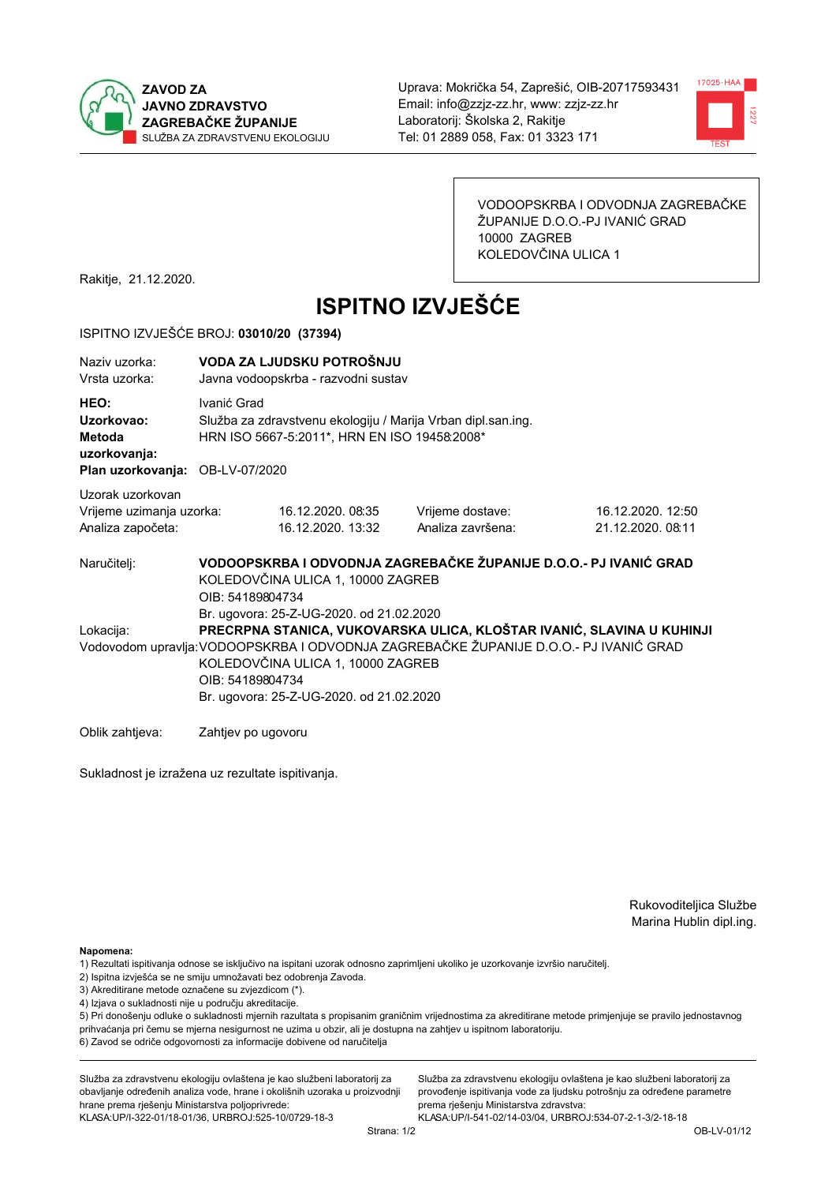**ZAVOD ZA JAVNO ZDRAVSTVO ZAGREBAČKE ŽUPANIJE**
SLUŽBA ZA ZDRAVSTVENU EKOLOGIJU

Uprava: Mokrička 54, Zaprešić, OIB-20717593431
Email: info@zzjz-zz.hr, www: zzjz-zz.hr
Laboratorij: Školska 2, Rakitje
Tel: 01 2889 058, Fax: 01 3323 171

VODOOPSKRBA I ODVODNJA ZAGREBAČKE ŽUPANIJE D.O.O.-PJ IVANIĆ GRAD
10000 ZAGREB
KOLEDOVČINA ULICA 1

Rakitje, 21.12.2020.

# ISPITNO IZVJEŠĆE

ISPITNO IZVJEŠĆE BROJ: **03010/20 (37394)**

Naziv uzorka: **VODA ZA LJUDSKU POTROŠNJU**
Vrsta uzorka: Javna vodoopskrba - razvodni sustav

**HEO:** Ivanić Grad
**Uzorkovao:** Služba za zdravstvenu ekologiju / Marija Vrban dipl.san.ing.
**Metoda uzorkovanja:** HRN ISO 5667-5:2011*, HRN EN ISO 19458:2008*
**Plan uzorkovanja:** OB-LV-07/2020

Uzorak uzorkovan

| | | | |
|---|---|---|---|
| Vrijeme uzimanja uzorka: | 16.12.2020. 08:35 | Vrijeme dostave: | 16.12.2020. 12:50 |
| Analiza započeta: | 16.12.2020. 13:32 | Analiza završena: | 21.12.2020. 08:11 |

Naručitelj: **VODOOPSKRBA I ODVODNJA ZAGREBAČKE ŽUPANIJE D.O.O.- PJ IVANIĆ GRAD**
KOLEDOVČINA ULICA 1, 10000 ZAGREB
OIB: 54189804734
Br. ugovora: 25-Z-UG-2020. od 21.02.2020

Lokacija: **PRECRPNA STANICA, VUKOVARSKA ULICA, KLOŠTAR IVANIĆ, SLAVINA U KUHINJI**

Vodovodom upravlja: VODOOPSKRBA I ODVODNJA ZAGREBAČKE ŽUPANIJE D.O.O.- PJ IVANIĆ GRAD
KOLEDOVČINA ULICA 1, 10000 ZAGREB
OIB: 54189804734
Br. ugovora: 25-Z-UG-2020. od 21.02.2020

Oblik zahtjeva: Zahtjev po ugovoru

Sukladnost je izražena uz rezultate ispitivanja.

Rukoviteljica Službe
Marina Hublin dipl.ing.

**Napomena:**
1) Rezultati ispitivanja odnose se isključivo na ispitani uzorak odnosno zaprimljeni ukoliko je uzorkovanje izvršio naručitelj.
2) Ispitna izvješća se ne smiju umnožavati bez odobrenja Zavoda.
3) Akreditirane metode označene su zvjezdicom (*).
4) Izjava o sukladnosti nije u području akreditacije.
5) Pri donošenju odluke o sukladnosti mjernih rezultata s propisanim graničnim vrijednostima za akreditirane metode primjenjuje se pravilo jednostavnog prihvaćanja pri čemu se mjerna nesigurnost ne uzima u obzir, ali je dostupna na zahtjev u ispitnom laboratoriju.
6) Zavod se odriče odgovornosti za informacije dobivene od naručitelja

Služba za zdravstvenu ekologiju ovlaštena je kao službeni laboratorij za obavljanje određenih analiza vode, hrane i okolišnih uzoraka u proizvodnji hrane prema rješenju Ministarstva poljoprivrede: KLASA:UP/I-322-01/18-01/36, URBROJ:525-10/0729-18-3

Služba za zdravstvenu ekologiju ovlaštena je kao službeni laboratorij za provođenje ispitivanja vode za ljudsku potrošnju za određene parametre prema rješenju Ministarstva zdravstva: KLASA:UP/I-541-02/14-03/04, URBROJ:534-07-2-1-3/2-18-18

OB-LV-01/12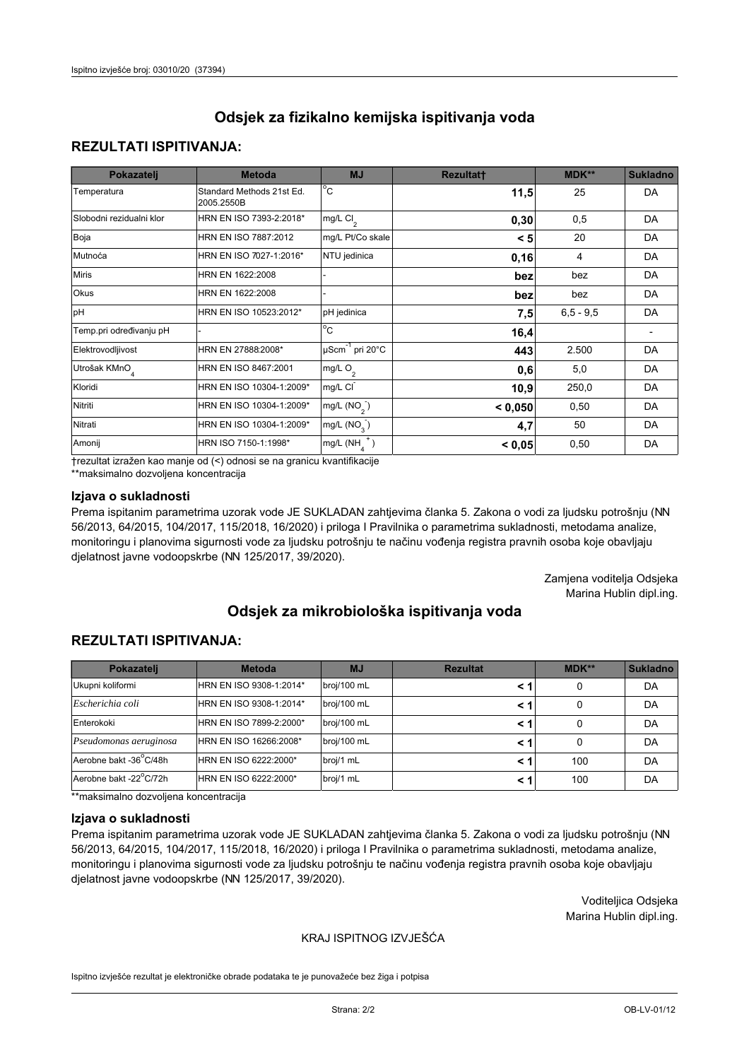# Odsjek za fizikalno kemijska ispitivanja voda

## REZULTATI ISPITIVANJA:

| Pokazatelj | Metoda | MJ | Rezultat† | MDK** | Sukladno |
|---|---|---|---|---|---|
| Temperatura | Standard Methods 21st Ed. 2005.2550B | °C | **11,5** | 25 | DA |
| Slobodni rezidualni klor | HRN EN ISO 7393-2:2018* | mg/L $Cl_2$ | **0,30** | 0,5 | DA |
| Boja | HRN EN ISO 7887:2012 | mg/L Pt/Co skale | **< 5** | 20 | DA |
| Mutnoća | HRN EN ISO 7027-1:2016* | NTU jedinica | **0,16** | 4 | DA |
| Miris | HRN EN 1622:2008 | - | **bez** | bez | DA |
| Okus | HRN EN 1622:2008 | - | **bez** | bez | DA |
| pH | HRN EN ISO 10523:2012* | pH jedinica | **7,5** | 6,5 - 9,5 | DA |
| Temp.pri određivanju pH | - | °C | **16,4** | | - |
| Elektrovodljivost | HRN EN 27888:2008* | $\mu Scm^{-1}$ pri 20°C | **443** | 2.500 | DA |
| Utrošak $KMnO_4$ | HRN EN ISO 8467:2001 | mg/L $O_2$ | **0,6** | 5,0 | DA |
| Kloridi | HRN EN ISO 10304-1:2009* | mg/L $Cl^-$ | **10,9** | 250,0 | DA |
| Nitriti | HRN EN ISO 10304-1:2009* | mg/L $(NO_2^-)$ | **< 0,050** | 0,50 | DA |
| Nitrati | HRN EN ISO 10304-1:2009* | mg/L $(NO_3^-)$ | **4,7** | 50 | DA |
| Amonij | HRN ISO 7150-1:1998* | mg/L $(NH_4^+)$ | **< 0,05** | 0,50 | DA |

†rezultat izražen kao manje od (<) odnosi se na granicu kvantifikacije

**maksimalno dozvoljena koncentracija

### Izjava o sukladnosti

Prema ispitanim parametrima uzorak vode JE SUKLADAN zahtjevima članka 5. Zakona o vodi za ljudsku potrošnju (NN 56/2013, 64/2015, 104/2017, 115/2018, 16/2020) i priloga I Pravilnika o parametrima sukladnosti, metodama analize, monitoringu i planovima sigurnosti vode za ljudsku potrošnju te načinu vođenja registra pravnih osoba koje obavljaju djelatnost javne vodoopskrbe (NN 125/2017, 39/2020).

Zamjena voditelja Odsjeka
Marina Hublin dipl.ing.

# Odsjek za mikrobiološka ispitivanja voda

## REZULTATI ISPITIVANJA:

| Pokazatelj | Metoda | MJ | Rezultat | MDK** | Sukladno |
|---|---|---|---|---|---|
| Ukupni koliformi | HRN EN ISO 9308-1:2014* | broj/100 mL | **< 1** | 0 | DA |
| *Escherichia coli* | HRN EN ISO 9308-1:2014* | broj/100 mL | **< 1** | 0 | DA |
| Enterokoki | HRN EN ISO 7899-2:2000* | broj/100 mL | **< 1** | 0 | DA |
| *Pseudomonas aeruginosa* | HRN EN 16266:2008* | broj/100 mL | **< 1** | 0 | DA |
| Aerobne bakt -36°C/48h | HRN EN ISO 6222:2000* | broj/1 mL | **< 1** | 100 | DA |
| Aerobne bakt -22°C/72h | HRN EN ISO 6222:2000* | broj/1 mL | **< 1** | 100 | DA |

**maksimalno dozvoljena koncentracija

### Izjava o sukladnosti

Prema ispitanim parametrima uzorak vode JE SUKLADAN zahtjevima članka 5. Zakona o vodi za ljudsku potrošnju (NN 56/2013, 64/2015, 104/2017, 115/2018, 16/2020) i priloga I Pravilnika o parametrima sukladnosti, metodama analize, monitoringu i planovima sigurnosti vode za ljudsku potrošnju te načinu vođenja registra pravnih osoba koje obavljaju djelatnost javne vodoopskrbe (NN 125/2017, 39/2020).

Voditeljica Odsjeka
Marina Hublin dipl.ing.

KRAJ ISPITNOG IZVJEŠĆA

Ispitno izvješće rezultat je elektroničke obrade podataka te je punovažeće bez žiga i potpisa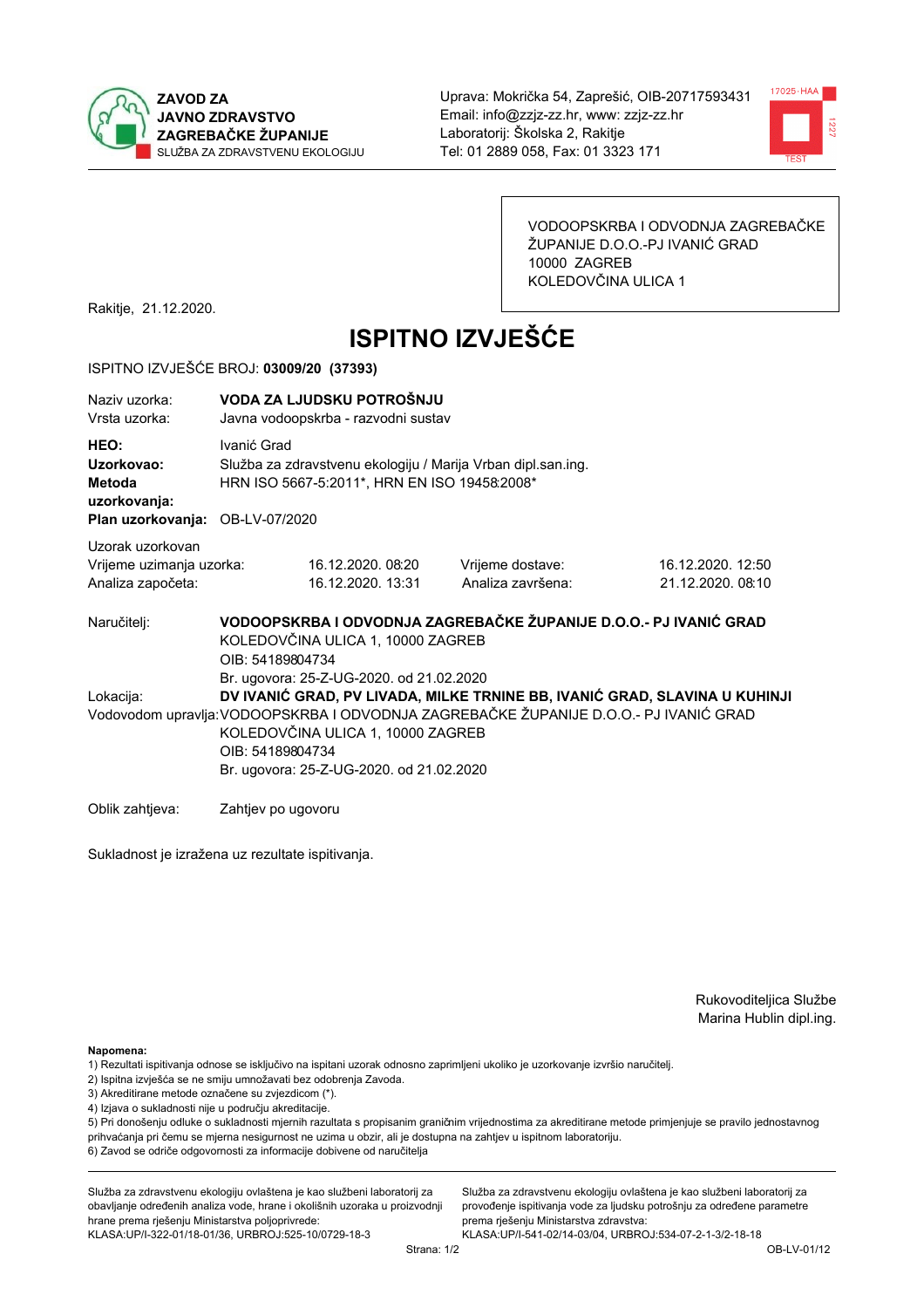**ZAVOD ZA JAVNO ZDRAVSTVO ZAGREBAČKE ŽUPANIJE**
SLUŽBA ZA ZDRAVSTVENU EKOLOGIJU

Uprava: Mokrička 54, Zaprešić, OIB-20717593431
Email: info@zzjz-zz.hr, www: zzjz-zz.hr
Laboratorij: Školska 2, Rakitje
Tel: 01 2889 058, Fax: 01 3323 171

VODOOPSKRBA I ODVODNJA ZAGREBAČKE ŽUPANIJE D.O.O.-PJ IVANIĆ GRAD
10000 ZAGREB
KOLEDOVČINA ULICA 1

Rakitje, 21.12.2020.

# ISPITNO IZVJEŠĆE

ISPITNO IZVJEŠĆE BROJ: **03009/20 (37393)**

Naziv uzorka: **VODA ZA LJUDSKU POTROŠNJU**
Vrsta uzorka: Javna vodoopskrba - razvodni sustav

**HEO:** Ivanić Grad
**Uzorkovao:** Služba za zdravstvenu ekologiju / Marija Vrban dipl.san.ing.
**Metoda uzorkovanja:** HRN ISO 5667-5:2011*, HRN EN ISO 19458:2008*
**Plan uzorkovanja:** OB-LV-07/2020

Uzorak uzorkovan

| | | | |
|---|---|---|---|
| Vrijeme uzimanja uzorka: | 16.12.2020. 08:20 | Vrijeme dostave: | 16.12.2020. 12:50 |
| Analiza započeta: | 16.12.2020. 13:31 | Analiza završena: | 21.12.2020. 08:10 |

Naručitelj: **VODOOPSKRBA I ODVODNJA ZAGREBAČKE ŽUPANIJE D.O.O.- PJ IVANIĆ GRAD**
KOLEDOVČINA ULICA 1, 10000 ZAGREB
OIB: 54189804734
Br. ugovora: 25-Z-UG-2020. od 21.02.2020

Lokacija: **DV IVANIĆ GRAD, PV LIVADA, MILKE TRNINE BB, IVANIĆ GRAD, SLAVINA U KUHINJI**

Vodovodom upravlja: VODOOPSKRBA I ODVODNJA ZAGREBAČKE ŽUPANIJE D.O.O.- PJ IVANIĆ GRAD
KOLEDOVČINA ULICA 1, 10000 ZAGREB
OIB: 54189804734
Br. ugovora: 25-Z-UG-2020. od 21.02.2020

Oblik zahtjeva: Zahtjev po ugovoru

Sukladnost je izražena uz rezultate ispitivanja.

Rukovoditeljica Službe
Marina Hublin dipl.ing.

**Napomena:**
1) Rezultati ispitivanja odnose se isključivo na ispitani uzorak odnosno zaprimljeni ukoliko je uzorkovanje izvršio naručitelj.
2) Ispitna izvješća se ne smiju umnožavati bez odobrenja Zavoda.
3) Akreditirane metode označene su zvjezdicom (*).
4) Izjava o sukladnosti nije u području akreditacije.
5) Pri donošenju odluke o sukladnosti mjernih rezultata s propisanim graničnim vrijednostima za akreditirane metode primjenjuje se pravilo jednostavnog prihvaćanja pri čemu se mjerna nesigurnost ne uzima u obzir, ali je dostupna na zahtjev u ispitnom laboratoriju.
6) Zavod se odriče odgovornosti za informacije dobivene od naručitelja

Služba za zdravstvenu ekologiju ovlaštena je kao službeni laboratorij za obavljanje određenih analiza vode, hrane i okolišnih uzoraka u proizvodnji hrane prema rješenju Ministarstva poljoprivrede: KLASA:UP/I-322-01/18-01/36, URBROJ:525-10/0729-18-3

Služba za zdravstvenu ekologiju ovlaštena je kao službeni laboratorij za provođenje ispitivanja vode za ljudsku potrošnju za određene parametre prema rješenju Ministarstva zdravstva: KLASA:UP/I-541-02/14-03/04, URBROJ:534-07-2-1-3/2-18-18

OB-LV-01/12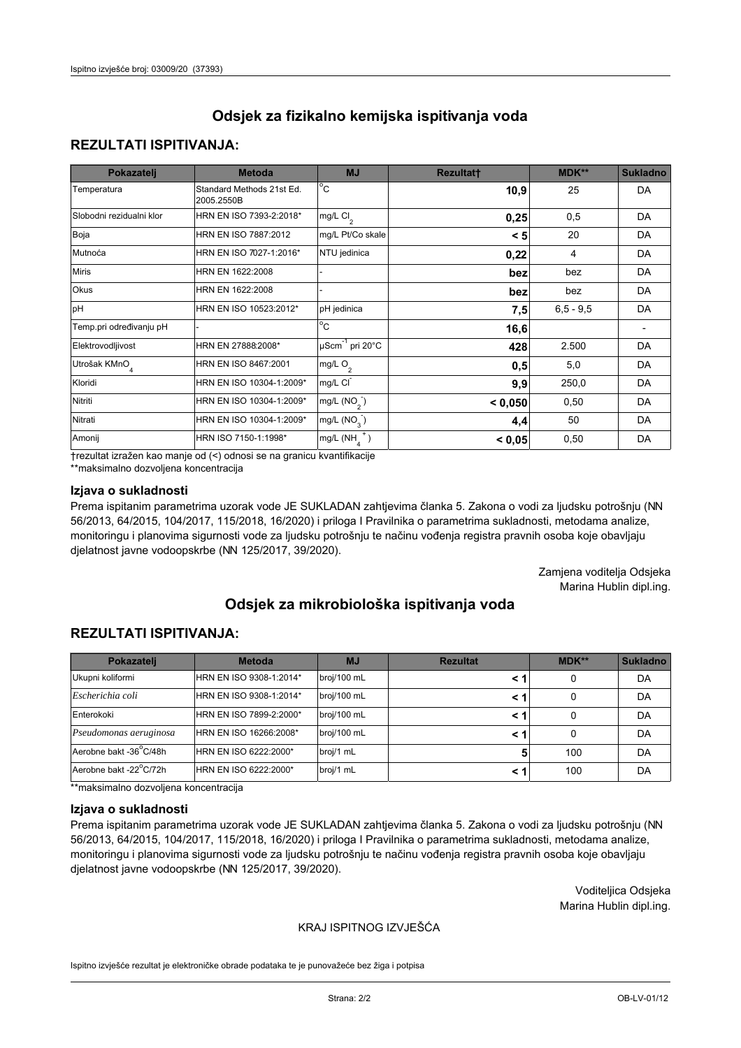# Odsjek za fizikalno kemijska ispitivanja voda

## REZULTATI ISPITIVANJA:

| Pokazatelj | Metoda | MJ | Rezultat† | MDK** | Sukladno |
|---|---|---|---|---|---|
| Temperatura | Standard Methods 21st Ed. 2005.2550B | °C | **10,9** | 25 | DA |
| Slobodni rezidualni klor | HRN EN ISO 7393-2:2018* | mg/L $Cl_2$ | **0,25** | 0,5 | DA |
| Boja | HRN EN ISO 7887:2012 | mg/L Pt/Co skale | **< 5** | 20 | DA |
| Mutnoća | HRN EN ISO 7027-1:2016* | NTU jedinica | **0,22** | 4 | DA |
| Miris | HRN EN 1622:2008 | - | **bez** | bez | DA |
| Okus | HRN EN 1622:2008 | - | **bez** | bez | DA |
| pH | HRN EN ISO 10523:2012* | pH jedinica | **7,5** | 6,5 - 9,5 | DA |
| Temp.pri određivanju pH | - | °C | **16,6** | | - |
| Elektrovodljivost | HRN EN 27888:2008* | $\mu Scm^{-1}$ pri 20°C | **428** | 2.500 | DA |
| Utrošak $KMnO_4$ | HRN EN ISO 8467:2001 | mg/L $O_2$ | **0,5** | 5,0 | DA |
| Kloridi | HRN EN ISO 10304-1:2009* | mg/L $Cl^-$ | **9,9** | 250,0 | DA |
| Nitriti | HRN EN ISO 10304-1:2009* | mg/L $(NO_2^-)$ | **< 0,050** | 0,50 | DA |
| Nitrati | HRN EN ISO 10304-1:2009* | mg/L $(NO_3^-)$ | **4,4** | 50 | DA |
| Amonij | HRN ISO 7150-1:1998* | mg/L $(NH_4^+)$ | **< 0,05** | 0,50 | DA |

†rezultat izražen kao manje od (<) odnosi se na granicu kvantifikacije
**maksimalno dozvoljena koncentracija

### Izjava o sukladnosti

Prema ispitanim parametrima uzorak vode JE SUKLADAN zahtjevima članka 5. Zakona o vodi za ljudsku potrošnju (NN 56/2013, 64/2015, 104/2017, 115/2018, 16/2020) i priloga I Pravilnika o parametrima sukladnosti, metodama analize, monitoringu i planovima sigurnosti vode za ljudsku potrošnju te načinu vođenja registra pravnih osoba koje obavljaju djelatnost javne vodoopskrbe (NN 125/2017, 39/2020).

Zamjena voditelja Odsjeka
Marina Hublin dipl.ing.

# Odsjek za mikrobiološka ispitivanja voda

## REZULTATI ISPITIVANJA:

| Pokazatelj | Metoda | MJ | Rezultat | MDK** | Sukladno |
|---|---|---|---|---|---|
| Ukupni koliformi | HRN EN ISO 9308-1:2014* | broj/100 mL | **< 1** | 0 | DA |
| *Escherichia coli* | HRN EN ISO 9308-1:2014* | broj/100 mL | **< 1** | 0 | DA |
| Enterokoki | HRN EN ISO 7899-2:2000* | broj/100 mL | **< 1** | 0 | DA |
| *Pseudomonas aeruginosa* | HRN EN ISO 16266:2008* | broj/100 mL | **< 1** | 0 | DA |
| Aerobne bakt -36°C/48h | HRN EN ISO 6222:2000* | broj/1 mL | **5** | 100 | DA |
| Aerobne bakt -22°C/72h | HRN EN ISO 6222:2000* | broj/1 mL | **< 1** | 100 | DA |

**maksimalno dozvoljena koncentracija

### Izjava o sukladnosti

Prema ispitanim parametrima uzorak vode JE SUKLADAN zahtjevima članka 5. Zakona o vodi za ljudsku potrošnju (NN 56/2013, 64/2015, 104/2017, 115/2018, 16/2020) i priloga I Pravilnika o parametrima sukladnosti, metodama analize, monitoringu i planovima sigurnosti vode za ljudsku potrošnju te načinu vođenja registra pravnih osoba koje obavljaju djelatnost javne vodoopskrbe (NN 125/2017, 39/2020).

Voditeljica Odsjeka
Marina Hublin dipl.ing.

KRAJ ISPITNOG IZVJEŠĆA

Ispitno izvješće rezultat je elektroničke obrade podataka te je punovažeće bez žiga i potpisa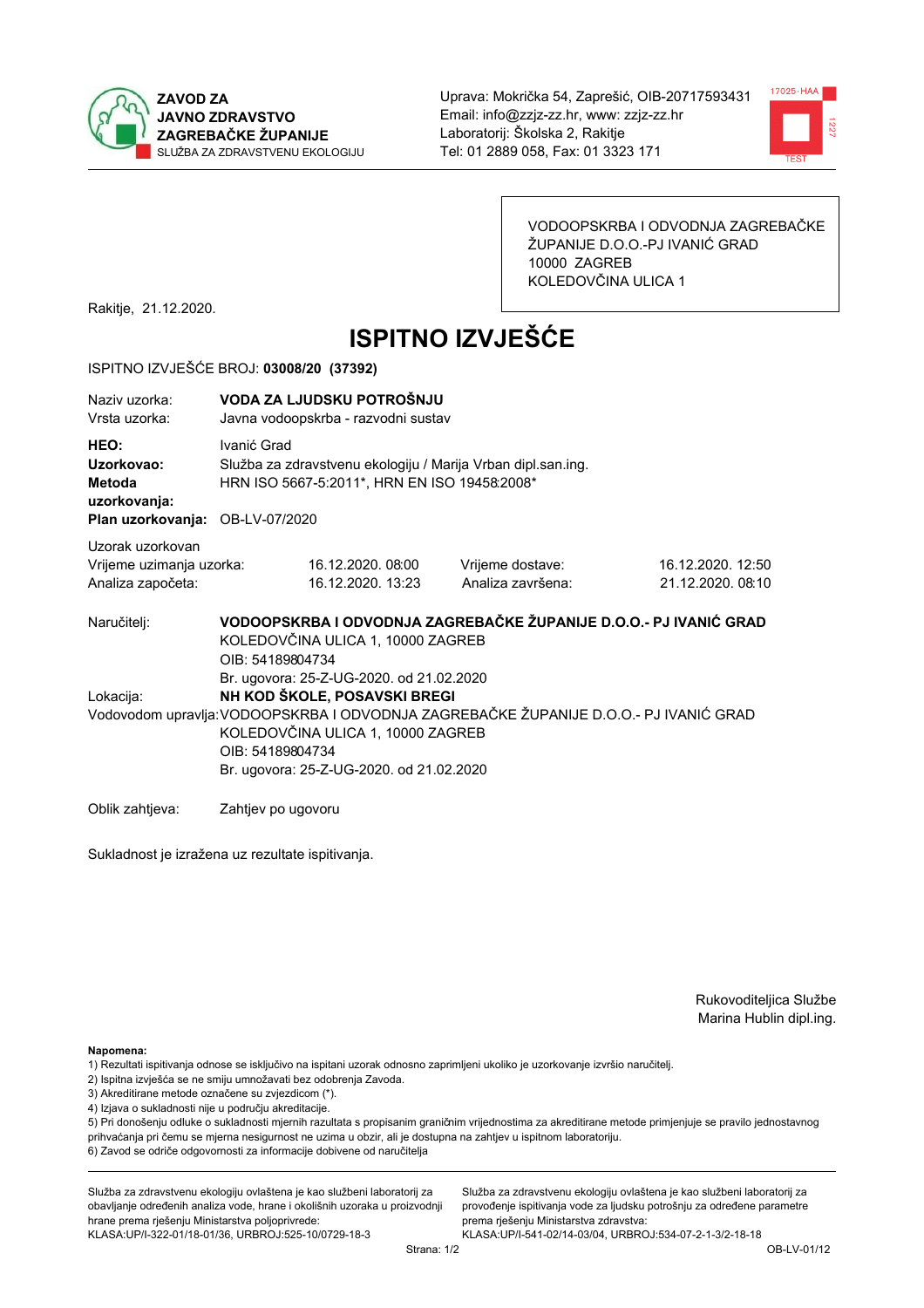**ZAVOD ZA JAVNO ZDRAVSTVO ZAGREBAČKE ŽUPANIJE**
SLUŽBA ZA ZDRAVSTVENU EKOLOGIJU

Uprava: Mokrička 54, Zaprešić, OIB-20717593431
Email: info@zzjz-zz.hr, www: zzjz-zz.hr
Laboratorij: Školska 2, Rakitje
Tel: 01 2889 058, Fax: 01 3323 171

VODOOPSKRBA I ODVODNJA ZAGREBAČKE ŽUPANIJE D.O.O.-PJ IVANIĆ GRAD
10000 ZAGREB
KOLEDOVČINA ULICA 1

Rakitje, 21.12.2020.

# ISPITNO IZVJEŠĆE

ISPITNO IZVJEŠĆE BROJ: **03008/20 (37392)**

Naziv uzorka: **VODA ZA LJUDSKU POTROŠNJU**
Vrsta uzorka: Javna vodoopskrba - razvodni sustav

**HEO:** Ivanić Grad
**Uzorkovao:** Služba za zdravstvenu ekologiju / Marija Vrban dipl.san.ing.
**Metoda uzorkovanja:** HRN ISO 5667-5:2011*, HRN EN ISO 19458:2008*
**Plan uzorkovanja:** OB-LV-07/2020

Uzorak uzorkovan

| | | | |
|---|---|---|---|
| Vrijeme uzimanja uzorka: | 16.12.2020. 08:00 | Vrijeme dostave: | 16.12.2020. 12:50 |
| Analiza započeta: | 16.12.2020. 13:23 | Analiza završena: | 21.12.2020. 08:10 |

Naručitelj: **VODOOPSKRBA I ODVODNJA ZAGREBAČKE ŽUPANIJE D.O.O.- PJ IVANIĆ GRAD**
KOLEDOVČINA ULICA 1, 10000 ZAGREB
OIB: 54189804734
Br. ugovora: 25-Z-UG-2020. od 21.02.2020

Lokacija: **NH KOD ŠKOLE, POSAVSKI BREGI**

Vodovodom upravlja: VODOOPSKRBA I ODVODNJA ZAGREBAČKE ŽUPANIJE D.O.O.- PJ IVANIĆ GRAD
KOLEDOVČINA ULICA 1, 10000 ZAGREB
OIB: 54189804734
Br. ugovora: 25-Z-UG-2020. od 21.02.2020

Oblik zahtjeva: Zahtjev po ugovoru

Sukladnost je izražena uz rezultate ispitivanja.

Rukovoditeljica Službe
Marina Hublin dipl.ing.

**Napomena:**
1) Rezultati ispitivanja odnose se isključivo na ispitani uzorak odnosno zaprimljeni ukoliko je uzorkovanje izvršio naručitelj.
2) Ispitna izvješća se ne smiju umnožavati bez odobrenja Zavoda.
3) Akreditirane metode označene su zvjezdicom (*).
4) Izjava o sukladnosti nije u području akreditacije.
5) Pri donošenju odluke o sukladnosti mjernih razultata s propisanim graničnim vrijednostima za akreditirane metode primjenjuje se pravilo jednostavnog prihvaćanja pri čemu se mjerna nesigurnost ne uzima u obzir, ali je dostupna na zahtjev u ispitnom laboratoriju.
6) Zavod se odriče odgovornosti za informacije dobivene od naručitelja

Služba za zdravstvenu ekologiju ovlaštena je kao službeni laboratorij za obavljanje određenih analiza vode, hrane i okolišnih uzoraka u proizvodnji hrane prema rješenju Ministarstva poljoprivrede:
KLASA:UP/I-322-01/18-01/36, URBROJ:525-10/0729-18-3

Služba za zdravstvenu ekologiju ovlaštena je kao službeni laboratorij za provođenje ispitivanja vode za ljudsku potrošnju za određene parametre prema rješenju Ministarstva zdravstva:
KLASA:UP/I-541-02/14-03/04, URBROJ:534-07-2-1-3/2-18-18

OB-LV-01/12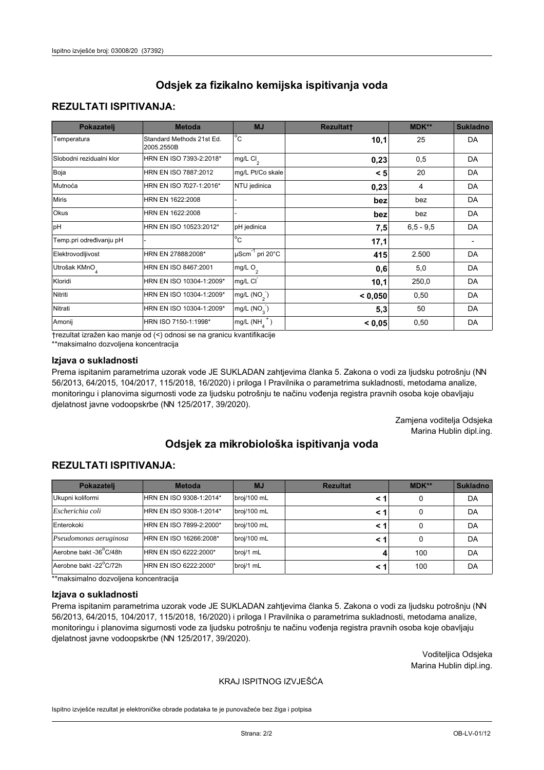## Odsjek za fizikalno kemijska ispitivanja voda

### REZULTATI ISPITIVANJA:

| Pokazatelj | Metoda | MJ | Rezultat† | MDK** | Sukladno |
|---|---|---|---|---|---|
| Temperatura | Standard Methods 21st Ed. 2005.2550B | °C | **10,1** | 25 | DA |
| Slobodni rezidualni klor | HRN EN ISO 7393-2:2018* | mg/L $Cl_2$ | **0,23** | 0,5 | DA |
| Boja | HRN EN ISO 7887:2012 | mg/L Pt/Co skale | **< 5** | 20 | DA |
| Mutnoća | HRN EN ISO 7027-1:2016* | NTU jedinica | **0,23** | 4 | DA |
| Miris | HRN EN 1622:2008 | - | **bez** | bez | DA |
| Okus | HRN EN 1622:2008 | - | **bez** | bez | DA |
| pH | HRN EN ISO 10523:2012* | pH jedinica | **7,5** | 6,5 - 9,5 | DA |
| Temp.pri određivanju pH | - | °C | **17,1** | | - |
| Elektrovodljivost | HRN EN 27888:2008* | $\mu Scm^{-1}$ pri 20°C | **415** | 2.500 | DA |
| Utrošak $KMnO_4$ | HRN EN ISO 8467:2001 | mg/L $O_2$ | **0,6** | 5,0 | DA |
| Kloridi | HRN EN ISO 10304-1:2009* | mg/L $Cl^-$ | **10,1** | 250,0 | DA |
| Nitriti | HRN EN ISO 10304-1:2009* | mg/L ($NO_2^-$) | **< 0,050** | 0,50 | DA |
| Nitrati | HRN EN ISO 10304-1:2009* | mg/L ($NO_3^-$) | **5,3** | 50 | DA |
| Amonij | HRN ISO 7150-1:1998* | mg/L ($NH_4^+$) | **< 0,05** | 0,50 | DA |

†rezultat izražen kao manje od (<) odnosi se na granicu kvantifikacije

**maksimalno dozvoljena koncentracija

### Izjava o sukladnosti

Prema ispitanim parametrima uzorak vode JE SUKLADAN zahtjevima članka 5. Zakona o vodi za ljudsku potrošnju (NN 56/2013, 64/2015, 104/2017, 115/2018, 16/2020) i priloga I Pravilnika o parametrima sukladnosti, metodama analize, monitoringu i planovima sigurnosti vode za ljudsku potrošnju te načinu vođenja registra pravnih osoba koje obavljaju djelatnost javne vodoopskrbe (NN 125/2017, 39/2020).

Zamjena voditelja Odsjeka
Marina Hublin dipl.ing.

## Odsjek za mikrobiološka ispitivanja voda

### REZULTATI ISPITIVANJA:

| Pokazatelj | Metoda | MJ | Rezultat | MDK** | Sukladno |
|---|---|---|---|---|---|
| Ukupni koliformi | HRN EN ISO 9308-1:2014* | broj/100 mL | **< 1** | 0 | DA |
| *Escherichia coli* | HRN EN ISO 9308-1:2014* | broj/100 mL | **< 1** | 0 | DA |
| Enterokoki | HRN EN ISO 7899-2:2000* | broj/100 mL | **< 1** | 0 | DA |
| *Pseudomonas aeruginosa* | HRN EN ISO 16266:2008* | broj/100 mL | **< 1** | 0 | DA |
| Aerobne bakt -36°C/48h | HRN EN ISO 6222:2000* | broj/1 mL | **4** | 100 | DA |
| Aerobne bakt -22°C/72h | HRN EN ISO 6222:2000* | broj/1 mL | **< 1** | 100 | DA |

**maksimalno dozvoljena koncentracija

### Izjava o sukladnosti

Prema ispitanim parametrima uzorak vode JE SUKLADAN zahtjevima članka 5. Zakona o vodi za ljudsku potrošnju (NN 56/2013, 64/2015, 104/2017, 115/2018, 16/2020) i priloga I Pravilnika o parametrima sukladnosti, metodama analize, monitoringu i planovima sigurnosti vode za ljudsku potrošnju te načinu vođenja registra pravnih osoba koje obavljaju djelatnost javne vodoopskrbe (NN 125/2017, 39/2020).

Voditeljica Odsjeka
Marina Hublin dipl.ing.

KRAJ ISPITNOG IZVJEŠĆA

Ispitno izvješće rezultat je elektroničke obrade podataka te je punovažeće bez žiga i potpisa